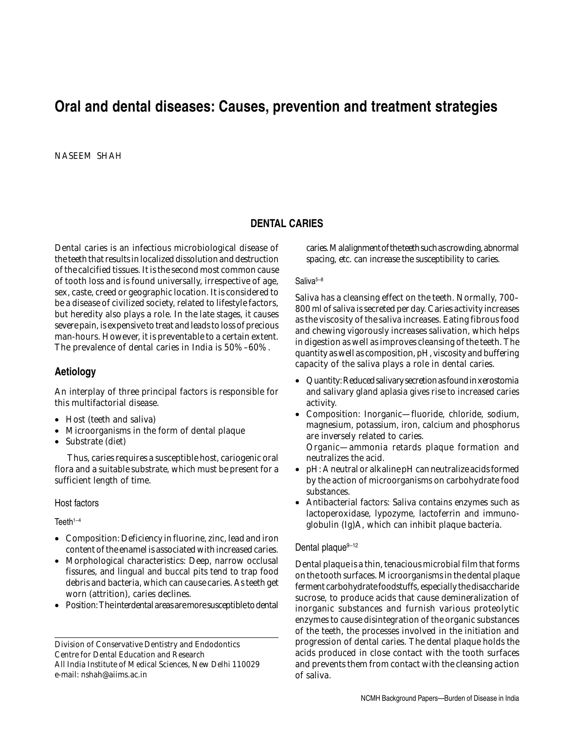# Oral and dental diseases: Causes, prevention and treatment strategies

NASEEM SHAH

## DENTAL CARIES

Dental caries is an infectious microbiological disease of the teeth that results in localized dissolution and destruction of the calcified tissues. It is the second most common cause of tooth loss and is found universally, irrespective of age, sex, caste, creed or geographic location. It is considered to be a disease of civilized society, related to lifestyle factors, but heredity also plays a role. In the late stages, it causes severe pain, is expensive to treat and leads to loss of precious man-hours. However, it is preventable to a certain extent. The prevalence of dental caries in India is 50%–60%.

### Aetiology

An interplay of three principal factors is responsible for this multifactorial disease.

- Host (teeth and saliva)
- Microorganisms in the form of dental plaque
- Substrate (diet)

Thus, caries requires a susceptible host, cariogenic oral flora and a suitable substrate, which must be present for a sufficient length of time.

#### Host factors

##### Teeth[1–4]

- Composition: Deficiency in fluorine, zinc, lead and iron content of the enamel is associated with increased caries.
- Morphological characteristics: Deep, narrow occlusal fissures, and lingual and buccal pits tend to trap food debris and bacteria, which can cause caries. As teeth get worn (attrition), caries declines.
- Position: The interdental areas are more susceptible to dental caries. Malalignment of the teeth such as crowding, abnormal spacing, etc. can increase the susceptibility to caries.

##### Saliva[5–8]

Saliva has a cleansing effect on the teeth. Normally, 700–800 ml of saliva is secreted per day. Caries activity increases as the viscosity of the saliva increases. Eating fibrous food and chewing vigorously increases salivation, which helps in digestion as well as improves cleansing of the teeth. The quantity as well as composition, pH, viscosity and buffering capacity of the saliva plays a role in dental caries.

- Quantity: Reduced salivary secretion as found in xerostomia and salivary gland aplasia gives rise to increased caries activity.
- Composition: Inorganic—fluoride, chloride, sodium, magnesium, potassium, iron, calcium and phosphorus are inversely related to caries.
  Organic—ammonia retards plaque formation and neutralizes the acid.
- pH: A neutral or alkaline pH can neutralize acids formed by the action of microorganisms on carbohydrate food substances.
- Antibacterial factors: Saliva contains enzymes such as lactoperoxidase, lypozyme, lactoferrin and immunoglobulin (Ig)A, which can inhibit plaque bacteria.

#### Dental plaque[9–12]

Dental plaque is a thin, tenacious microbial film that forms on the tooth surfaces. Microorganisms in the dental plaque ferment carbohydrate foodstuffs, especially the disaccharide sucrose, to produce acids that cause demineralization of inorganic substances and furnish various proteolytic enzymes to cause disintegration of the organic substances of the teeth, the processes involved in the initiation and progression of dental caries. The dental plaque holds the acids produced in close contact with the tooth surfaces and prevents them from contact with the cleansing action of saliva.

Division of Conservative Dentistry and Endodontics
Centre for Dental Education and Research
All India Institute of Medical Sciences, New Delhi 110029
e-mail: nshah@aiims.ac.in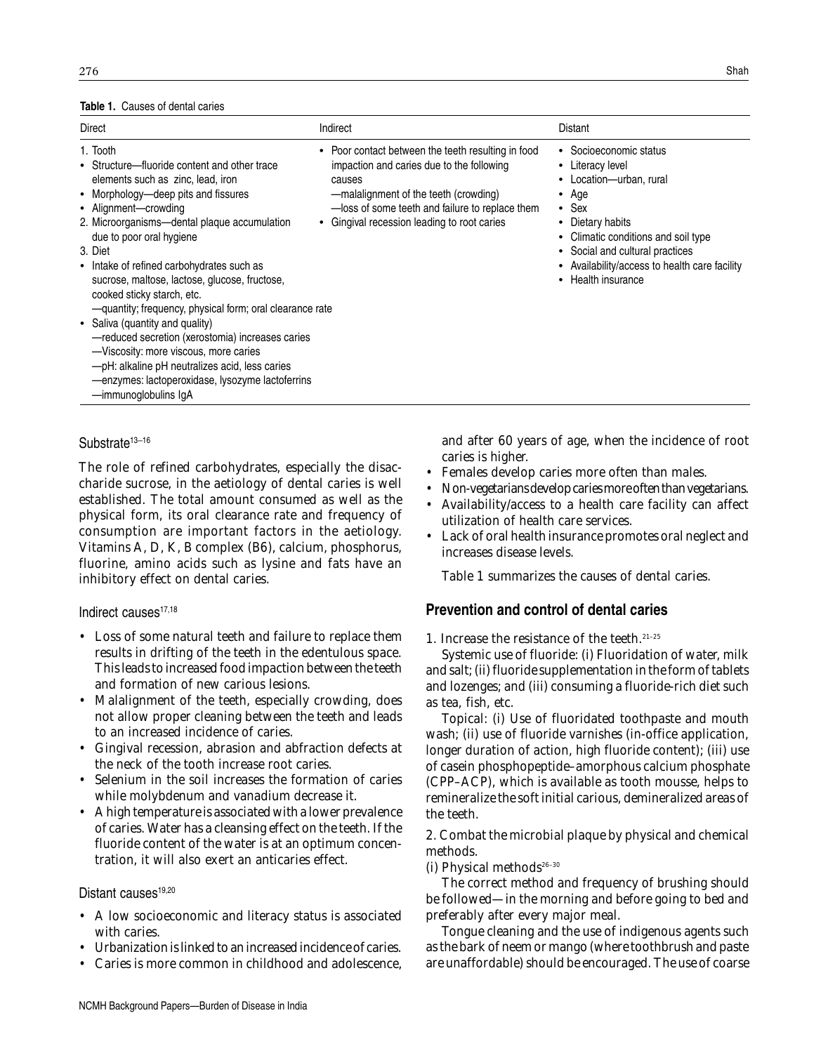**Table 1.** Causes of dental caries

| Direct | Indirect | Distant |
|---|---|---|
| 1. Tooth<br>• Structure—fluoride content and other trace elements such as zinc, lead, iron<br>• Morphology—deep pits and fissures<br>• Alignment—crowding<br>2. Microorganisms—dental plaque accumulation due to poor oral hygiene<br>3. Diet<br>• Intake of refined carbohydrates such as sucrose, maltose, lactose, glucose, fructose, cooked sticky starch, etc.<br>—quantity; frequency, physical form; oral clearance rate<br>• Saliva (quantity and quality)<br>—reduced secretion (xerostomia) increases caries<br>—Viscosity: more viscous, more caries<br>—pH: alkaline pH neutralizes acid, less caries<br>—enzymes: lactoperoxidase, lysozyme lactoferrins<br>—immunoglobulins IgA | • Poor contact between the teeth resulting in food impaction and caries due to the following causes<br>—malalignment of the teeth (crowding)<br>—loss of some teeth and failure to replace them<br>• Gingival recession leading to root caries | • Socioeconomic status<br>• Literacy level<br>• Location—urban, rural<br>• Age<br>• Sex<br>• Dietary habits<br>• Climatic conditions and soil type<br>• Social and cultural practices<br>• Availability/access to health care facility<br>• Health insurance |

### Substrate[13–16]

The role of refined carbohydrates, especially the disaccharide sucrose, in the aetiology of dental caries is well established. The total amount consumed as well as the physical form, its oral clearance rate and frequency of consumption are important factors in the aetiology. Vitamins A, D, K, B complex (B6), calcium, phosphorus, fluorine, amino acids such as lysine and fats have an inhibitory effect on dental caries.

### Indirect causes[17,18]

- Loss of some natural teeth and failure to replace them results in drifting of the teeth in the edentulous space. This leads to increased food impaction between the teeth and formation of new carious lesions.
- Malalignment of the teeth, especially crowding, does not allow proper cleaning between the teeth and leads to an increased incidence of caries.
- Gingival recession, abrasion and abfraction defects at the neck of the tooth increase root caries.
- Selenium in the soil increases the formation of caries while molybdenum and vanadium decrease it.
- A high temperature is associated with a lower prevalence of caries. Water has a cleansing effect on the teeth. If the fluoride content of the water is at an optimum concentration, it will also exert an anticaries effect.

### Distant causes[19,20]

- A low socioeconomic and literacy status is associated with caries.
- Urbanization is linked to an increased incidence of caries.
- Caries is more common in childhood and adolescence, and after 60 years of age, when the incidence of root caries is higher.
- Females develop caries more often than males.
- Non-vegetarians develop caries more often than vegetarians.
- Availability/access to a health care facility can affect utilization of health care services.
- Lack of oral health insurance promotes oral neglect and increases disease levels.

Table 1 summarizes the causes of dental caries.

## Prevention and control of dental caries

1. Increase the resistance of the teeth.[21–25]

Systemic use of fluoride: (i) Fluoridation of water, milk and salt; (ii) fluoride supplementation in the form of tablets and lozenges; and (iii) consuming a fluoride-rich diet such as tea, fish, etc.

Topical: (i) Use of fluoridated toothpaste and mouth wash; (ii) use of fluoride varnishes (in-office application, longer duration of action, high fluoride content); (iii) use of casein phosphopeptide–amorphous calcium phosphate (CPP–ACP), which is available as tooth mousse, helps to remineralize the soft initial carious, demineralized areas of the teeth.

2. Combat the microbial plaque by physical and chemical methods.

(i) Physical methods[26–30]

The correct method and frequency of brushing should be followed—in the morning and before going to bed and preferably after every major meal.

Tongue cleaning and the use of indigenous agents such as the bark of neem or mango (where toothbrush and paste are unaffordable) should be encouraged. The use of coarse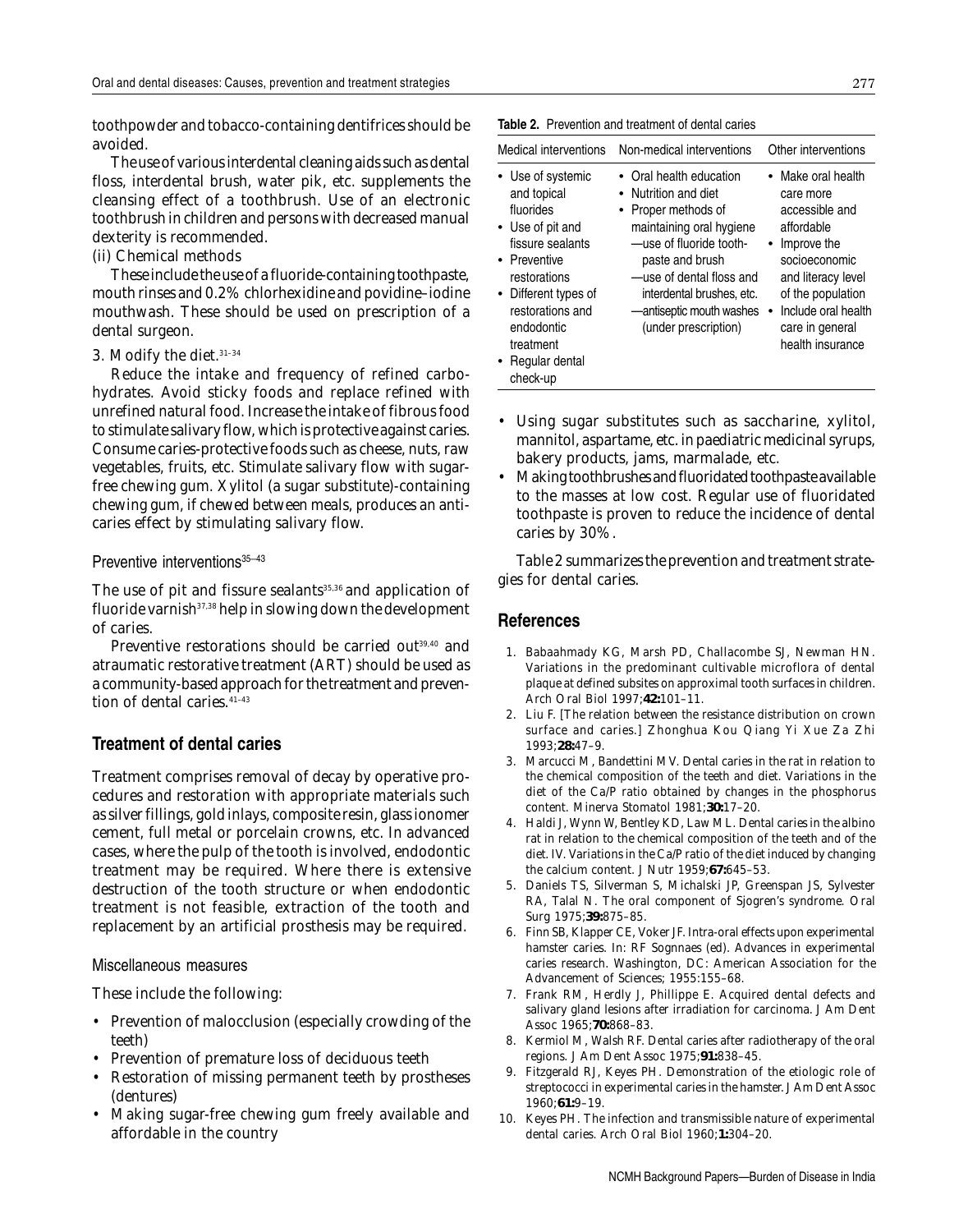toothpowder and tobacco-containing dentifrices should be avoided.

The use of various interdental cleaning aids such as dental floss, interdental brush, water pik, etc. supplements the cleansing effect of a toothbrush. Use of an electronic toothbrush in children and persons with decreased manual dexterity is recommended.

(ii) Chemical methods

These include the use of a fluoride-containing toothpaste, mouth rinses and 0.2% chlorhexidine and povidine–iodine mouthwash. These should be used on prescription of a dental surgeon.

3. Modify the diet.[31–34]

Reduce the intake and frequency of refined carbohydrates. Avoid sticky foods and replace refined with unrefined natural food. Increase the intake of fibrous food to stimulate salivary flow, which is protective against caries. Consume caries-protective foods such as cheese, nuts, raw vegetables, fruits, etc. Stimulate salivary flow with sugar-free chewing gum. Xylitol (a sugar substitute)-containing chewing gum, if chewed between meals, produces an anti-caries effect by stimulating salivary flow.

### Preventive interventions[35–43]

The use of pit and fissure sealants[35,36] and application of fluoride varnish[37,38] help in slowing down the development of caries.

Preventive restorations should be carried out[39,40] and atraumatic restorative treatment (ART) should be used as a community-based approach for the treatment and prevention of dental caries.[41–43]

## Treatment of dental caries

Treatment comprises removal of decay by operative procedures and restoration with appropriate materials such as silver fillings, gold inlays, composite resin, glass ionomer cement, full metal or porcelain crowns, etc. In advanced cases, where the pulp of the tooth is involved, endodontic treatment may be required. Where there is extensive destruction of the tooth structure or when endodontic treatment is not feasible, extraction of the tooth and replacement by an artificial prosthesis may be required.

### Miscellaneous measures

These include the following:

- Prevention of malocclusion (especially crowding of the teeth)
- Prevention of premature loss of deciduous teeth
- Restoration of missing permanent teeth by prostheses (dentures)
- Making sugar-free chewing gum freely available and affordable in the country
- Using sugar substitutes such as saccharine, xylitol, mannitol, aspartame, etc. in paediatric medicinal syrups, bakery products, jams, marmalade, etc.
- Making toothbrushes and fluoridated toothpaste available to the masses at low cost. Regular use of fluoridated toothpaste is proven to reduce the incidence of dental caries by 30%.

Table 2 summarizes the prevention and treatment strategies for dental caries.

**Table 2.** Prevention and treatment of dental caries

| Medical interventions | Non-medical interventions | Other interventions |
| --- | --- | --- |
| • Use of systemic and topical fluorides<br>• Use of pit and fissure sealants<br>• Preventive restorations<br>• Different types of restorations and endodontic treatment<br>• Regular dental check-up | • Oral health education<br>• Nutrition and diet<br>• Proper methods of maintaining oral hygiene<br>—use of fluoride toothpaste and brush<br>—use of dental floss and interdental brushes, etc.<br>—antiseptic mouth washes (under prescription) | • Make oral health care more accessible and affordable<br>• Improve the socioeconomic and literacy level of the population<br>• Include oral health care in general health insurance |

## References

1. Babaahmady KG, Marsh PD, Challacombe SJ, Newman HN. Variations in the predominant cultivable microflora of dental plaque at defined subsites on approximal tooth surfaces in children. Arch Oral Biol 1997;**42:**101–11.
2. Liu F. [The relation between the resistance distribution on crown surface and caries.] Zhonghua Kou Qiang Yi Xue Za Zhi 1993;**28:**47–9.
3. Marcucci M, Bandettini MV. Dental caries in the rat in relation to the chemical composition of the teeth and diet. Variations in the diet of the Ca/P ratio obtained by changes in the phosphorus content. Minerva Stomatol 1981;**30:**17–20.
4. Haldi J, Wynn W, Bentley KD, Law ML. Dental caries in the albino rat in relation to the chemical composition of the teeth and of the diet. IV. Variations in the Ca/P ratio of the diet induced by changing the calcium content. J Nutr 1959;**67:**645–53.
5. Daniels TS, Silverman S, Michalski JP, Greenspan JS, Sylvester RA, Talal N. The oral component of Sjogren's syndrome. Oral Surg 1975;**39:**875–85.
6. Finn SB, Klapper CE, Voker JF. Intra-oral effects upon experimental hamster caries. In: RF Sognnaes (ed). Advances in experimental caries research. Washington, DC: American Association for the Advancement of Sciences; 1955:155–68.
7. Frank RM, Herdly J, Phillippe E. Acquired dental defects and salivary gland lesions after irradiation for carcinoma. J Am Dent Assoc 1965;**70:**868–83.
8. Kermiol M, Walsh RF. Dental caries after radiotherapy of the oral regions. J Am Dent Assoc 1975;**91:**838–45.
9. Fitzgerald RJ, Keyes PH. Demonstration of the etiologic role of streptococci in experimental caries in the hamster. J Am Dent Assoc 1960;**61:**9–19.
10. Keyes PH. The infection and transmissible nature of experimental dental caries. Arch Oral Biol 1960;**1:**304–20.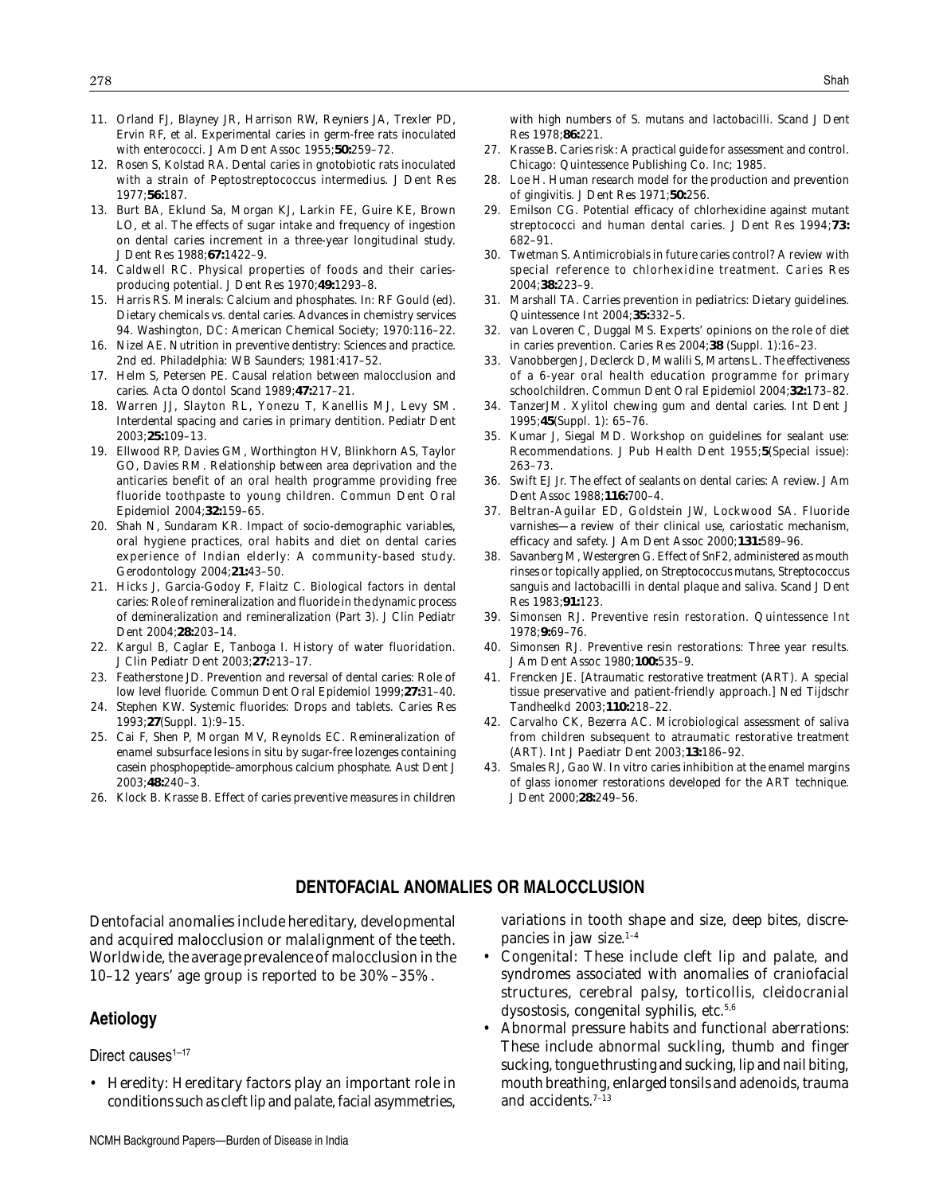11. Orland FJ, Blayney JR, Harrison RW, Reyniers JA, Trexler PD, Ervin RF, et al. Experimental caries in germ-free rats inoculated with enterococci. J Am Dent Assoc 1955;**50:**259–72.
12. Rosen S, Kolstad RA. Dental caries in gnotobiotic rats inoculated with a strain of Peptostreptococcus intermedius. J Dent Res 1977;**56:**187.
13. Burt BA, Eklund Sa, Morgan KJ, Larkin FE, Guire KE, Brown LO, et al. The effects of sugar intake and frequency of ingestion on dental caries increment in a three-year longitudinal study. J Dent Res 1988;**67:**1422–9.
14. Caldwell RC. Physical properties of foods and their caries-producing potential. J Dent Res 1970;**49:**1293–8.
15. Harris RS. Minerals: Calcium and phosphates. In: RF Gould (ed). Dietary chemicals vs. dental caries. Advances in chemistry services 94. Washington, DC: American Chemical Society; 1970:116–22.
16. Nizel AE. Nutrition in preventive dentistry: Sciences and practice. 2nd ed. Philadelphia: WB Saunders; 1981:417–52.
17. Helm S, Petersen PE. Causal relation between malocclusion and caries. Acta Odontol Scand 1989;**47:**217–21.
18. Warren JJ, Slayton RL, Yonezu T, Kanellis MJ, Levy SM. Interdental spacing and caries in primary dentition. Pediatr Dent 2003;**25:**109–13.
19. Ellwood RP, Davies GM, Worthington HV, Blinkhorn AS, Taylor GO, Davies RM. Relationship between area deprivation and the anticaries benefit of an oral health programme providing free fluoride toothpaste to young children. Commun Dent Oral Epidemiol 2004;**32:**159–65.
20. Shah N, Sundaram KR. Impact of socio-demographic variables, oral hygiene practices, oral habits and diet on dental caries experience of Indian elderly: A community-based study. Gerodontology 2004;**21:**43–50.
21. Hicks J, Garcia-Godoy F, Flaitz C. Biological factors in dental caries: Role of remineralization and fluoride in the dynamic process of demineralization and remineralization (Part 3). J Clin Pediatr Dent 2004;**28:**203–14.
22. Kargul B, Caglar E, Tanboga I. History of water fluoridation. J Clin Pediatr Dent 2003;**27:**213–17.
23. Featherstone JD. Prevention and reversal of dental caries: Role of low level fluoride. Commun Dent Oral Epidemiol 1999;**27:**31–40.
24. Stephen KW. Systemic fluorides: Drops and tablets. Caries Res 1993;**27**(Suppl. 1):9–15.
25. Cai F, Shen P, Morgan MV, Reynolds EC. Remineralization of enamel subsurface lesions in situ by sugar-free lozenges containing casein phosphopeptide–amorphous calcium phosphate. Aust Dent J 2003;**48:**240–3.
26. Klock B. Krasse B. Effect of caries preventive measures in children with high numbers of S. mutans and lactobacilli. Scand J Dent Res 1978;**86:**221.
27. Krasse B. Caries risk: A practical guide for assessment and control. Chicago: Quintessence Publishing Co. Inc; 1985.
28. Loe H. Human research model for the production and prevention of gingivitis. J Dent Res 1971;**50:**256.
29. Emilson CG. Potential efficacy of chlorhexidine against mutant streptococci and human dental caries. J Dent Res 1994;**73:** 682–91.
30. Twetman S. Antimicrobials in future caries control? A review with special reference to chlorhexidine treatment. Caries Res 2004;**38:**223–9.
31. Marshall TA. Carries prevention in pediatrics: Dietary guidelines. Quintessence Int 2004;**35:**332–5.
32. van Loveren C, Duggal MS. Experts' opinions on the role of diet in caries prevention. Caries Res 2004;**38** (Suppl. 1):16–23.
33. Vanobbergen J, Declerck D, Mwalili S, Martens L. The effectiveness of a 6-year oral health education programme for primary schoolchildren. Commun Dent Oral Epidemiol 2004;**32:**173–82.
34. TanzerJM. Xylitol chewing gum and dental caries. Int Dent J 1995;**45**(Suppl. 1): 65–76.
35. Kumar J, Siegal MD. Workshop on guidelines for sealant use: Recommendations. J Pub Health Dent 1955;**5**(Special issue): 263–73.
36. Swift EJ Jr. The effect of sealants on dental caries: A review. J Am Dent Assoc 1988;**116:**700–4.
37. Beltran-Aguilar ED, Goldstein JW, Lockwood SA. Fluoride varnishes—a review of their clinical use, cariostatic mechanism, efficacy and safety. J Am Dent Assoc 2000;**131:**589–96.
38. Savanberg M, Westergren G. Effect of SnF2, administered as mouth rinses or topically applied, on Streptococcus mutans, Streptococcus sanguis and lactobacilli in dental plaque and saliva. Scand J Dent Res 1983;**91:**123.
39. Simonsen RJ. Preventive resin restoration. Quintessence Int 1978;**9:**69–76.
40. Simonsen RJ. Preventive resin restorations: Three year results. J Am Dent Assoc 1980;**100:**535–9.
41. Frencken JE. [Atraumatic restorative treatment (ART). A special tissue preservative and patient-friendly approach.] Ned Tijdschr Tandheelkd 2003;**110:**218–22.
42. Carvalho CK, Bezerra AC. Microbiological assessment of saliva from children subsequent to atraumatic restorative treatment (ART). Int J Paediatr Dent 2003;**13:**186–92.
43. Smales RJ, Gao W. In vitro caries inhibition at the enamel margins of glass ionomer restorations developed for the ART technique. J Dent 2000;**28:**249–56.

## DENTOFACIAL ANOMALIES OR MALOCCLUSION

Dentofacial anomalies include hereditary, developmental and acquired malocclusion or malalignment of the teeth. Worldwide, the average prevalence of malocclusion in the 10–12 years' age group is reported to be 30%–35%.

### Aetiology

Direct causes[1–17]

- Heredity: Hereditary factors play an important role in conditions such as cleft lip and palate, facial asymmetries, variations in tooth shape and size, deep bites, discrepancies in jaw size.[1–4]
- Congenital: These include cleft lip and palate, and syndromes associated with anomalies of craniofacial structures, cerebral palsy, torticollis, cleidocranial dysostosis, congenital syphilis, etc.[5,6]
- Abnormal pressure habits and functional aberrations: These include abnormal suckling, thumb and finger sucking, tongue thrusting and sucking, lip and nail biting, mouth breathing, enlarged tonsils and adenoids, trauma and accidents.[7–13]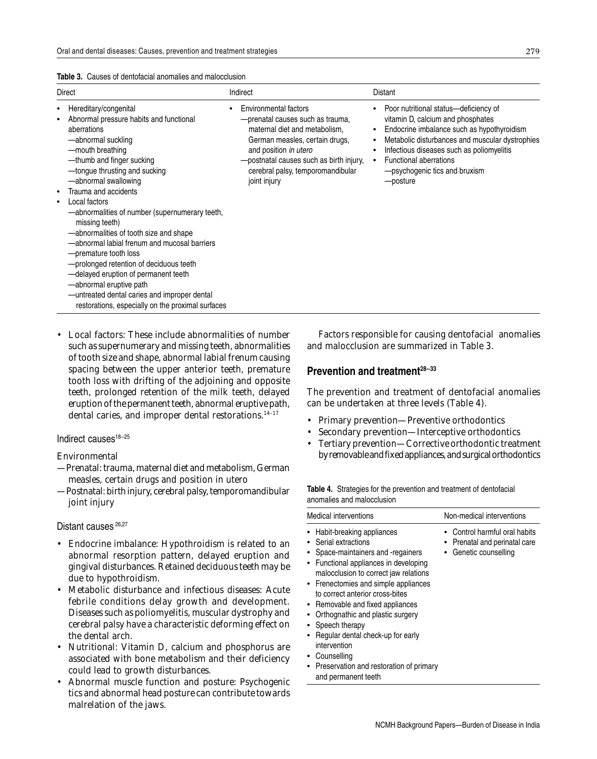**Table 3.** Causes of dentofacial anomalies and malocclusion

| Direct | Indirect | Distant |
|---|---|---|
| • Hereditary/congenital<br>• Abnormal pressure habits and functional aberrations<br>—abnormal suckling<br>—mouth breathing<br>—thumb and finger sucking<br>—tongue thrusting and sucking<br>—abnormal swallowing<br>• Trauma and accidents<br>• Local factors<br>—abnormalities of number (supernumerary teeth, missing teeth)<br>—abnormalities of tooth size and shape<br>—abnormal labial frenum and mucosal barriers<br>—premature tooth loss<br>—prolonged retention of deciduous teeth<br>—delayed eruption of permanent teeth<br>—abnormal eruptive path<br>—untreated dental caries and improper dental restorations, especially on the proximal surfaces | • Environmental factors<br>—prenatal causes such as trauma, maternal diet and metabolism, German measles, certain drugs, and position *in utero*<br>—postnatal causes such as birth injury, cerebral palsy, temporomandibular joint injury | • Poor nutritional status—deficiency of vitamin D, calcium and phosphates<br>• Endocrine imbalance such as hypothyroidism<br>• Metabolic disturbances and muscular dystrophies<br>• Infectious diseases such as poliomyelitis<br>• Functional aberrations<br>—psychogenic tics and bruxism<br>—posture |

- Local factors: These include abnormalities of number such as supernumerary and missing teeth, abnormalities of tooth size and shape, abnormal labial frenum causing spacing between the upper anterior teeth, premature tooth loss with drifting of the adjoining and opposite teeth, prolonged retention of the milk teeth, delayed eruption of the permanent teeth, abnormal eruptive path, dental caries, and improper dental restorations.[14–17]

### Indirect causes[18–25]

Environmental

— Prenatal: trauma, maternal diet and metabolism, German measles, certain drugs and position in utero

— Postnatal: birth injury, cerebral palsy, temporomandibular joint injury

### Distant causes[26,27]

- Endocrine imbalance: Hypothyroidism is related to an abnormal resorption pattern, delayed eruption and gingival disturbances. Retained deciduous teeth may be due to hypothyroidism.
- Metabolic disturbance and infectious diseases: Acute febrile conditions delay growth and development. Diseases such as poliomyelitis, muscular dystrophy and cerebral palsy have a characteristic deforming effect on the dental arch.
- Nutritional: Vitamin D, calcium and phosphorus are associated with bone metabolism and their deficiency could lead to growth disturbances.
- Abnormal muscle function and posture: Psychogenic tics and abnormal head posture can contribute towards malrelation of the jaws.

Factors responsible for causing dentofacial anomalies and malocclusion are summarized in Table 3.

## Prevention and treatment[28–33]

The prevention and treatment of dentofacial anomalies can be undertaken at three levels (Table 4).

- Primary prevention—Preventive orthodontics
- Secondary prevention—Interceptive orthodontics
- Tertiary prevention—Corrective orthodontic treatment by removable and fixed appliances, and surgical orthodontics

**Table 4.** Strategies for the prevention and treatment of dentofacial anomalies and malocclusion

| Medical interventions | Non-medical interventions |
|---|---|
| • Habit-breaking appliances<br>• Serial extractions<br>• Space-maintainers and -regainers<br>• Functional appliances in developing malocclusion to correct jaw relations<br>• Frenectomies and simple appliances to correct anterior cross-bites<br>• Removable and fixed appliances<br>• Orthognathic and plastic surgery<br>• Speech therapy<br>• Regular dental check-up for early intervention<br>• Counselling<br>• Preservation and restoration of primary and permanent teeth | • Control harmful oral habits<br>• Prenatal and perinatal care<br>• Genetic counselling |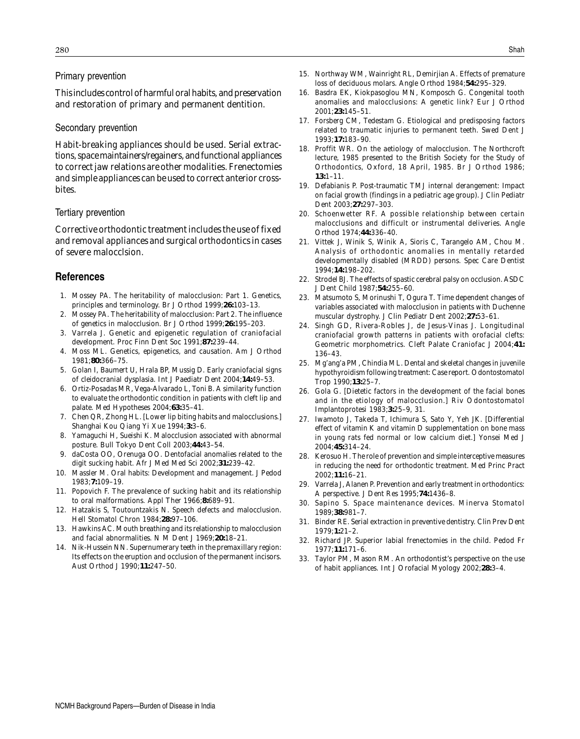### Primary prevention

This includes control of harmful oral habits, and preservation and restoration of primary and permanent dentition.

### Secondary prevention

Habit-breaking appliances should be used. Serial extractions, space maintainers/regainers, and functional appliances to correct jaw relations are other modalities. Frenectomies and simple appliances can be used to correct anterior crossbites.

### Tertiary prevention

Corrective orthodontic treatment includes the use of fixed and removal appliances and surgical orthodontics in cases of severe malocclsion.

## References

1. Mossey PA. The heritability of malocclusion: Part 1. Genetics, principles and terminology. Br J Orthod 1999;**26:**103–13.
2. Mossey PA. The heritability of malocclusion: Part 2. The influence of genetics in malocclusion. Br J Orthod 1999;**26:**195–203.
3. Varrela J. Genetic and epigenetic regulation of craniofacial development. Proc Finn Dent Soc 1991;**87:**239–44.
4. Moss ML. Genetics, epigenetics, and causation. Am J Orthod 1981;**80:**366–75.
5. Golan I, Baumert U, Hrala BP, Mussig D. Early craniofacial signs of cleidocranial dysplasia. Int J Paediatr Dent 2004;**14:**49–53.
6. Ortiz-Posadas MR, Vega-Alvarado L, Toni B. A similarity function to evaluate the orthodontic condition in patients with cleft lip and palate. Med Hypotheses 2004;**63:**35–41.
7. Chen QR, Zhong HL. [Lower lip biting habits and malocclusions.] Shanghai Kou Qiang Yi Xue 1994;**3:**3–6.
8. Yamaguchi H, Sueishi K. Malocclusion associated with abnormal posture. Bull Tokyo Dent Coll 2003;**44:**43–54.
9. daCosta OO, Orenuga OO. Dentofacial anomalies related to the digit sucking habit. Afr J Med Med Sci 2002;**31:**239–42.
10. Massler M. Oral habits: Development and management. J Pedod 1983;**7:**109–19.
11. Popovich F. The prevalence of sucking habit and its relationship to oral malformations. Appl Ther 1966;**8:**689–91.
12. Hatzakis S, Toutountzakis N. Speech defects and malocclusion. Hell Stomatol Chron 1984;**28:**97–106.
13. Hawkins AC. Mouth breathing and its relationship to malocclusion and facial abnormalities. N M Dent J 1969;**20:**18–21.
14. Nik-Hussein NN. Supernumerary teeth in the premaxillary region: Its effects on the eruption and occlusion of the permanent incisors. Aust Orthod J 1990;**11:**247–50.
15. Northway WM, Wainright RL, Demirjian A. Effects of premature loss of deciduous molars. Angle Orthod 1984;**54:**295–329.
16. Basdra EK, Kiokpasoglou MN, Komposch G. Congenital tooth anomalies and malocclusions: A genetic link? Eur J Orthod 2001;**23:**145–51.
17. Forsberg CM, Tedestam G. Etiological and predisposing factors related to traumatic injuries to permanent teeth. Swed Dent J 1993;**17:**183–90.
18. Proffit WR. On the aetiology of malocclusion. The Northcroft lecture, 1985 presented to the British Society for the Study of Orthodontics, Oxford, 18 April, 1985. Br J Orthod 1986; **13:**1–11.
19. Defabianis P. Post-traumatic TMJ internal derangement: Impact on facial growth (findings in a pediatric age group). J Clin Pediatr Dent 2003;**27:**297–303.
20. Schoenwetter RF. A possible relationship between certain malocclusions and difficult or instrumental deliveries. Angle Orthod 1974;**44:**336–40.
21. Vittek J, Winik S, Winik A, Sioris C, Tarangelo AM, Chou M. Analysis of orthodontic anomalies in mentally retarded developmentally disabled (MRDD) persons. Spec Care Dentist 1994;**14:**198–202.
22. Strodel BJ. The effects of spastic cerebral palsy on occlusion. ASDC J Dent Child 1987;**54:**255–60.
23. Matsumoto S, Morinushi T, Ogura T. Time dependent changes of variables associated with malocclusion in patients with Duchenne muscular dystrophy. J Clin Pediatr Dent 2002;**27:**53–61.
24. Singh GD, Rivera-Robles J, de Jesus-Vinas J. Longitudinal craniofacial growth patterns in patients with orofacial clefts: Geometric morphometrics. Cleft Palate Craniofac J 2004;**41:** 136–43.
25. Mg'ang'a PM, Chindia ML. Dental and skeletal changes in juvenile hypothyroidism following treatment: Case report. Odontostomatol Trop 1990;**13:**25–7.
26. Gola G. [Dietetic factors in the development of the facial bones and in the etiology of malocclusion.] Riv Odontostomatol Implantoprotesi 1983;**3:**25–9, 31.
27. Iwamoto J, Takeda T, Ichimura S, Sato Y, Yeh JK. [Differential effect of vitamin K and vitamin D supplementation on bone mass in young rats fed normal or low calcium diet.] Yonsei Med J 2004;**45:**314–24.
28. Kerosuo H. The role of prevention and simple interceptive measures in reducing the need for orthodontic treatment. Med Princ Pract 2002;**11:**16–21.
29. Varrela J, Alanen P. Prevention and early treatment in orthodontics: A perspective. J Dent Res 1995;**74:**1436–8.
30. Sapino S. Space maintenance devices. Minerva Stomatol 1989;**38:**981–7.
31. Binder RE. Serial extraction in preventive dentistry. Clin Prev Dent 1979;**1:**21–2.
32. Richard JP. Superior labial frenectomies in the child. Pedod Fr 1977;**11:**171–6.
33. Taylor PM, Mason RM. An orthodontist's perspective on the use of habit appliances. Int J Orofacial Myology 2002;**28:**3–4.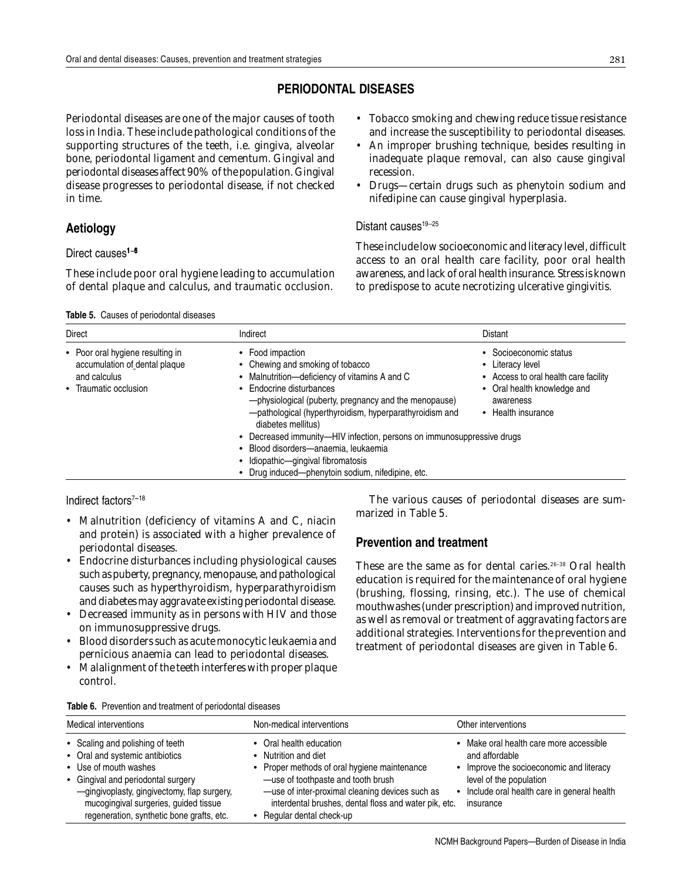## PERIODONTAL DISEASES

Periodontal diseases are one of the major causes of tooth loss in India. These include pathological conditions of the supporting structures of the teeth, i.e. gingiva, alveolar bone, periodontal ligament and cementum. Gingival and periodontal diseases affect 90% of the population. Gingival disease progresses to periodontal disease, if not checked in time.

### Aetiology

#### Direct causes[1–6]

These include poor oral hygiene leading to accumulation of dental plaque and calculus, and traumatic occlusion.

- Tobacco smoking and chewing reduce tissue resistance and increase the susceptibility to periodontal diseases.
- An improper brushing technique, besides resulting in inadequate plaque removal, can also cause gingival recession.
- Drugs—certain drugs such as phenytoin sodium and nifedipine can cause gingival hyperplasia.

#### Distant causes[19–25]

These include low socioeconomic and literacy level, difficult access to an oral health care facility, poor oral health awareness, and lack of oral health insurance. Stress is known to predispose to acute necrotizing ulcerative gingivitis.

**Table 5.** Causes of periodontal diseases

| Direct | Indirect | Distant |
|---|---|---|
| • Poor oral hygiene resulting in accumulation of dental plaque and calculus<br>• Traumatic occlusion | • Food impaction<br>• Chewing and smoking of tobacco<br>• Malnutrition—deficiency of vitamins A and C<br>• Endocrine disturbances<br>—physiological (puberty, pregnancy and the menopause)<br>—pathological (hyperthyroidism, hyperparathyroidism and diabetes mellitus)<br>• Decreased immunity—HIV infection, persons on immunosuppressive drugs<br>• Blood disorders—anaemia, leukaemia<br>• Idiopathic—gingival fibromatosis<br>• Drug induced—phenytoin sodium, nifedipine, etc. | • Socioeconomic status<br>• Literacy level<br>• Access to oral health care facility<br>• Oral health knowledge and awareness<br>• Health insurance |

#### Indirect factors[7–18]

- Malnutrition (deficiency of vitamins A and C, niacin and protein) is associated with a higher prevalence of periodontal diseases.
- Endocrine disturbances including physiological causes such as puberty, pregnancy, menopause, and pathological causes such as hyperthyroidism, hyperparathyroidism and diabetes may aggravate existing periodontal disease.
- Decreased immunity as in persons with HIV and those on immunosuppressive drugs.
- Blood disorders such as acute monocytic leukaemia and pernicious anaemia can lead to periodontal diseases.
- Malalignment of the teeth interferes with proper plaque control.

The various causes of periodontal diseases are summarized in Table 5.

### Prevention and treatment

These are the same as for dental caries.[26–38] Oral health education is required for the maintenance of oral hygiene (brushing, flossing, rinsing, etc.). The use of chemical mouthwashes (under prescription) and improved nutrition, as well as removal or treatment of aggravating factors are additional strategies. Interventions for the prevention and treatment of periodontal diseases are given in Table 6.

**Table 6.** Prevention and treatment of periodontal diseases

| Medical interventions | Non-medical interventions | Other interventions |
|---|---|---|
| • Scaling and polishing of teeth<br>• Oral and systemic antibiotics<br>• Use of mouth washes<br>• Gingival and periodontal surgery<br>—gingivoplasty, gingivectomy, flap surgery, mucogingival surgeries, guided tissue regeneration, synthetic bone grafts, etc. | • Oral health education<br>• Nutrition and diet<br>• Proper methods of oral hygiene maintenance<br>—use of toothpaste and tooth brush<br>—use of inter-proximal cleaning devices such as interdental brushes, dental floss and water pik, etc.<br>• Regular dental check-up | • Make oral health care more accessible and affordable<br>• Improve the socioeconomic and literacy level of the population<br>• Include oral health care in general health insurance |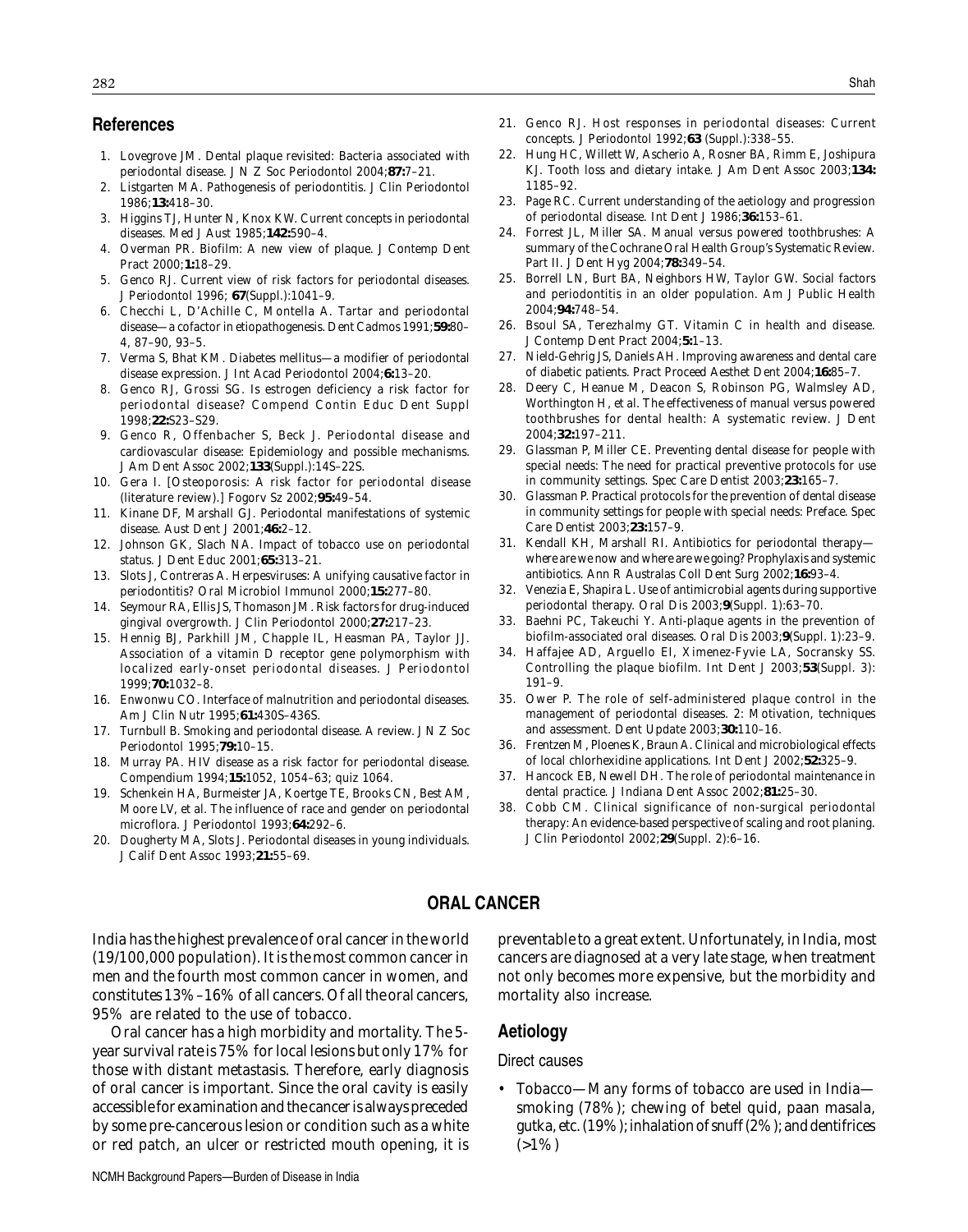## References

1. Lovegrove JM. Dental plaque revisited: Bacteria associated with periodontal disease. J N Z Soc Periodontol 2004;**87:**7–21.
2. Listgarten MA. Pathogenesis of periodontitis. J Clin Periodontol 1986;**13:**418–30.
3. Higgins TJ, Hunter N, Knox KW. Current concepts in periodontal diseases. Med J Aust 1985;**142:**590–4.
4. Overman PR. Biofilm: A new view of plaque. J Contemp Dent Pract 2000;**1:**18–29.
5. Genco RJ. Current view of risk factors for periodontal diseases. J Periodontol 1996; **67**(Suppl.):1041–9.
6. Checchi L, D'Achille C, Montella A. Tartar and periodontal disease—a cofactor in etiopathogenesis. Dent Cadmos 1991;**59:**80–4, 87–90, 93–5.
7. Verma S, Bhat KM. Diabetes mellitus—a modifier of periodontal disease expression. J Int Acad Periodontol 2004;**6:**13–20.
8. Genco RJ, Grossi SG. Is estrogen deficiency a risk factor for periodontal disease? Compend Contin Educ Dent Suppl 1998;**22:**S23–S29.
9. Genco R, Offenbacher S, Beck J. Periodontal disease and cardiovascular disease: Epidemiology and possible mechanisms. J Am Dent Assoc 2002;**133**(Suppl.):14S–22S.
10. Gera I. [Osteoporosis: A risk factor for periodontal disease (literature review).] Fogorv Sz 2002;**95:**49–54.
11. Kinane DF, Marshall GJ. Periodontal manifestations of systemic disease. Aust Dent J 2001;**46:**2–12.
12. Johnson GK, Slach NA. Impact of tobacco use on periodontal status. J Dent Educ 2001;**65:**313–21.
13. Slots J, Contreras A. Herpesviruses: A unifying causative factor in periodontitis? Oral Microbiol Immunol 2000;**15:**277–80.
14. Seymour RA, Ellis JS, Thomason JM. Risk factors for drug-induced gingival overgrowth. J Clin Periodontol 2000;**27:**217–23.
15. Hennig BJ, Parkhill JM, Chapple IL, Heasman PA, Taylor JJ. Association of a vitamin D receptor gene polymorphism with localized early-onset periodontal diseases. J Periodontol 1999;**70:**1032–8.
16. Enwonwu CO. Interface of malnutrition and periodontal diseases. Am J Clin Nutr 1995;**61:**430S–436S.
17. Turnbull B. Smoking and periodontal disease. A review. J N Z Soc Periodontol 1995;**79:**10–15.
18. Murray PA. HIV disease as a risk factor for periodontal disease. Compendium 1994;**15:**1052, 1054–63; quiz 1064.
19. Schenkein HA, Burmeister JA, Koertge TE, Brooks CN, Best AM, Moore LV, et al. The influence of race and gender on periodontal microflora. J Periodontol 1993;**64:**292–6.
20. Dougherty MA, Slots J. Periodontal diseases in young individuals. J Calif Dent Assoc 1993;**21:**55–69.
21. Genco RJ. Host responses in periodontal diseases: Current concepts. J Periodontol 1992;**63** (Suppl.):338–55.
22. Hung HC, Willett W, Ascherio A, Rosner BA, Rimm E, Joshipura KJ. Tooth loss and dietary intake. J Am Dent Assoc 2003;**134:** 1185–92.
23. Page RC. Current understanding of the aetiology and progression of periodontal disease. Int Dent J 1986;**36:**153–61.
24. Forrest JL, Miller SA. Manual versus powered toothbrushes: A summary of the Cochrane Oral Health Group's Systematic Review. Part II. J Dent Hyg 2004;**78:**349–54.
25. Borrell LN, Burt BA, Neighbors HW, Taylor GW. Social factors and periodontitis in an older population. Am J Public Health 2004;**94:**748–54.
26. Bsoul SA, Terezhalmy GT. Vitamin C in health and disease. J Contemp Dent Pract 2004;**5:**1–13.
27. Nield-Gehrig JS, Daniels AH. Improving awareness and dental care of diabetic patients. Pract Proceed Aesthet Dent 2004;**16:**85–7.
28. Deery C, Heanue M, Deacon S, Robinson PG, Walmsley AD, Worthington H, et al. The effectiveness of manual versus powered toothbrushes for dental health: A systematic review. J Dent 2004;**32:**197–211.
29. Glassman P, Miller CE. Preventing dental disease for people with special needs: The need for practical preventive protocols for use in community settings. Spec Care Dentist 2003;**23:**165–7.
30. Glassman P. Practical protocols for the prevention of dental disease in community settings for people with special needs: Preface. Spec Care Dentist 2003;**23:**157–9.
31. Kendall KH, Marshall RI. Antibiotics for periodontal therapy—where are we now and where are we going? Prophylaxis and systemic antibiotics. Ann R Australas Coll Dent Surg 2002;**16:**93–4.
32. Venezia E, Shapira L. Use of antimicrobial agents during supportive periodontal therapy. Oral Dis 2003;**9**(Suppl. 1):63–70.
33. Baehni PC, Takeuchi Y. Anti-plaque agents in the prevention of biofilm-associated oral diseases. Oral Dis 2003;**9**(Suppl. 1):23–9.
34. Haffajee AD, Arguello EI, Ximenez-Fyvie LA, Socransky SS. Controlling the plaque biofilm. Int Dent J 2003;**53**(Suppl. 3): 191–9.
35. Ower P. The role of self-administered plaque control in the management of periodontal diseases. 2: Motivation, techniques and assessment. Dent Update 2003;**30:**110–16.
36. Frentzen M, Ploenes K, Braun A. Clinical and microbiological effects of local chlorhexidine applications. Int Dent J 2002;**52:**325–9.
37. Hancock EB, Newell DH. The role of periodontal maintenance in dental practice. J Indiana Dent Assoc 2002;**81:**25–30.
38. Cobb CM. Clinical significance of non-surgical periodontal therapy: An evidence-based perspective of scaling and root planing. J Clin Periodontol 2002;**29**(Suppl. 2):6–16.

# ORAL CANCER

India has the highest prevalence of oral cancer in the world (19/100,000 population). It is the most common cancer in men and the fourth most common cancer in women, and constitutes 13%–16% of all cancers. Of all the oral cancers, 95% are related to the use of tobacco.

Oral cancer has a high morbidity and mortality. The 5-year survival rate is 75% for local lesions but only 17% for those with distant metastasis. Therefore, early diagnosis of oral cancer is important. Since the oral cavity is easily accessible for examination and the cancer is always preceded by some pre-cancerous lesion or condition such as a white or red patch, an ulcer or restricted mouth opening, it is preventable to a great extent. Unfortunately, in India, most cancers are diagnosed at a very late stage, when treatment not only becomes more expensive, but the morbidity and mortality also increase.

## Aetiology

### Direct causes

- Tobacco—Many forms of tobacco are used in India—smoking (78%); chewing of betel quid, paan masala, gutka, etc. (19%); inhalation of snuff (2%); and dentifrices (>1%)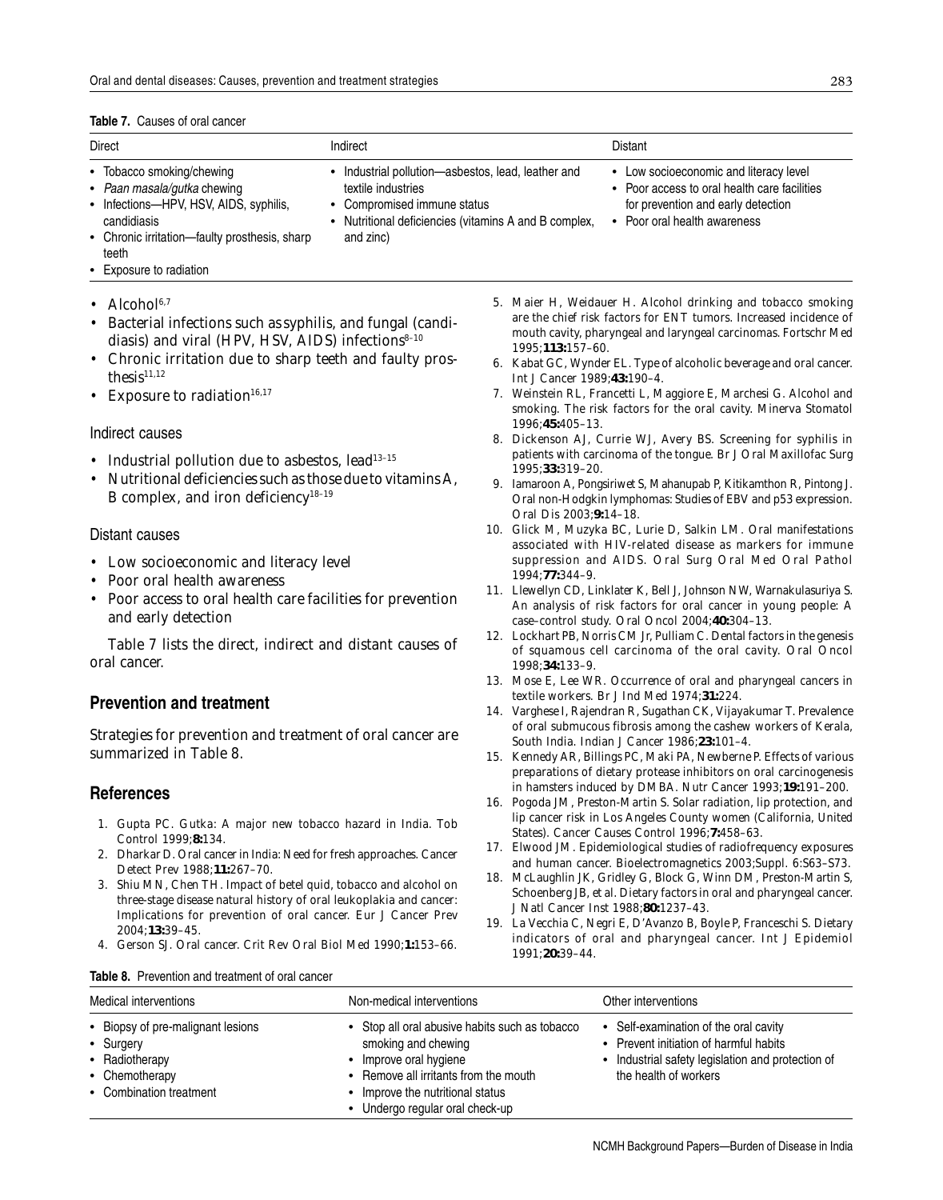**Table 7.** Causes of oral cancer

| Direct | Indirect | Distant |
|---|---|---|
| • Tobacco smoking/chewing<br>• *Paan masala/gutka* chewing<br>• Infections—HPV, HSV, AIDS, syphilis, candidiasis<br>• Chronic irritation—faulty prosthesis, sharp teeth<br>• Exposure to radiation | • Industrial pollution—asbestos, lead, leather and textile industries<br>• Compromised immune status<br>• Nutritional deficiencies (vitamins A and B complex, and zinc) | • Low socioeconomic and literacy level<br>• Poor access to oral health care facilities for prevention and early detection<br>• Poor health awareness |

- Alcohol[6,7]
- Bacterial infections such as syphilis, and fungal (candidiasis) and viral (HPV, HSV, AIDS) infections[8–10]
- Chronic irritation due to sharp teeth and faulty prosthesis[11,12]
- Exposure to radiation[16,17]

### Indirect causes

- Industrial pollution due to asbestos, lead[13–15]
- Nutritional deficiencies such as those due to vitamins A, B complex, and iron deficiency[18–19]

### Distant causes

- Low socioeconomic and literacy level
- Poor oral health awareness
- Poor access to oral health care facilities for prevention and early detection

Table 7 lists the direct, indirect and distant causes of oral cancer.

## Prevention and treatment

Strategies for prevention and treatment of oral cancer are summarized in Table 8.

## References

1. Gupta PC. Gutka: A major new tobacco hazard in India. Tob Control 1999;**8:**134.
2. Dharkar D. Oral cancer in India: Need for fresh approaches. Cancer Detect Prev 1988;**11:**267–70.
3. Shiu MN, Chen TH. Impact of betel quid, tobacco and alcohol on three-stage disease natural history of oral leukoplakia and cancer: Implications for prevention of oral cancer. Eur J Cancer Prev 2004;**13:**39–45.
4. Gerson SJ. Oral cancer. Crit Rev Oral Biol Med 1990;**1:**153–66.
5. Maier H, Weidauer H. Alcohol drinking and tobacco smoking are the chief risk factors for ENT tumors. Increased incidence of mouth cavity, pharyngeal and laryngeal carcinomas. Fortschr Med 1995;**113:**157–60.
6. Kabat GC, Wynder EL. Type of alcoholic beverage and oral cancer. Int J Cancer 1989;**43:**190–4.
7. Weinstein RL, Francetti L, Maggiore E, Marchesi G. Alcohol and smoking. The risk factors for the oral cavity. Minerva Stomatol 1996;**45:**405–13.
8. Dickenson AJ, Currie WJ, Avery BS. Screening for syphilis in patients with carcinoma of the tongue. Br J Oral Maxillofac Surg 1995;**33:**319–20.
9. Iamaroon A, Pongsiriwet S, Mahanupab P, Kitikamthon R, Pintong J. Oral non-Hodgkin lymphomas: Studies of EBV and p53 expression. Oral Dis 2003;**9:**14–18.
10. Glick M, Muzyka BC, Lurie D, Salkin LM. Oral manifestations associated with HIV-related disease as markers for immune suppression and AIDS. Oral Surg Oral Med Oral Pathol 1994;**77:**344–9.
11. Llewellyn CD, Linklater K, Bell J, Johnson NW, Warnakulasuriya S. An analysis of risk factors for oral cancer in young people: A case–control study. Oral Oncol 2004;**40:**304–13.
12. Lockhart PB, Norris CM Jr, Pulliam C. Dental factors in the genesis of squamous cell carcinoma of the oral cavity. Oral Oncol 1998;**34:**133–9.
13. Mose E, Lee WR. Occurrence of oral and pharyngeal cancers in textile workers. Br J Ind Med 1974;**31:**224.
14. Varghese I, Rajendran R, Sugathan CK, Vijayakumar T. Prevalence of oral submucous fibrosis among the cashew workers of Kerala, South India. Indian J Cancer 1986;**23:**101–4.
15. Kennedy AR, Billings PC, Maki PA, Newberne P. Effects of various preparations of dietary protease inhibitors on oral carcinogenesis in hamsters induced by DMBA. Nutr Cancer 1993;**19:**191–200.
16. Pogoda JM, Preston-Martin S. Solar radiation, lip protection, and lip cancer risk in Los Angeles County women (California, United States). Cancer Causes Control 1996;**7:**458–63.
17. Elwood JM. Epidemiological studies of radiofrequency exposures and human cancer. Bioelectromagnetics 2003;Suppl. 6:S63–S73.
18. McLaughlin JK, Gridley G, Block G, Winn DM, Preston-Martin S, Schoenberg JB, et al. Dietary factors in oral and pharyngeal cancer. J Natl Cancer Inst 1988;**80:**1237–43.
19. La Vecchia C, Negri E, D'Avanzo B, Boyle P, Franceschi S. Dietary indicators of oral and pharyngeal cancer. Int J Epidemiol 1991;**20:**39–44.

**Table 8.** Prevention and treatment of oral cancer

| Medical interventions | Non-medical interventions | Other interventions |
|---|---|---|
| • Biopsy of pre-malignant lesions<br>• Surgery<br>• Radiotherapy<br>• Chemotherapy<br>• Combination treatment | • Stop all oral abusive habits such as tobacco smoking and chewing<br>• Improve oral hygiene<br>• Remove all irritants from the mouth<br>• Improve the nutritional status<br>• Undergo regular oral check-up | • Self-examination of the oral cavity<br>• Prevent initiation of harmful habits<br>• Industrial safety legislation and protection of the health of workers |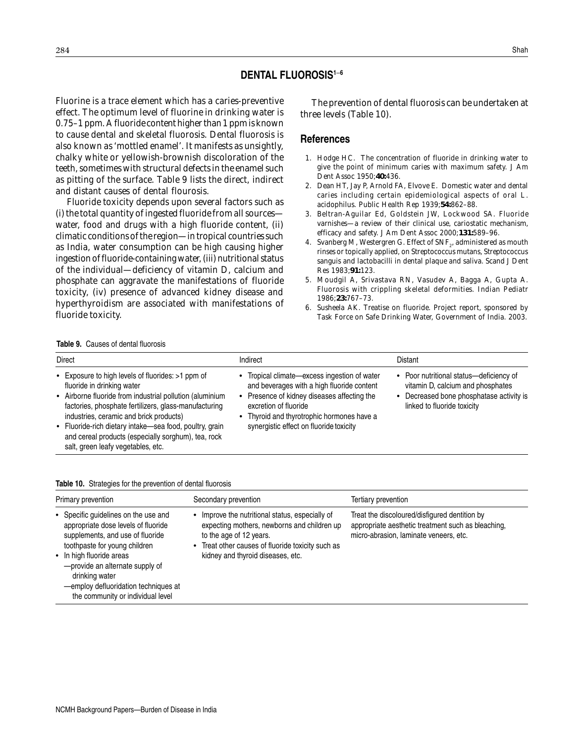## DENTAL FLUOROSIS[1–6]

Fluorine is a trace element which has a caries-preventive effect. The optimum level of fluorine in drinking water is 0.75–1 ppm. A fluoride content higher than 1 ppm is known to cause dental and skeletal fluorosis. Dental fluorosis is also known as 'mottled enamel'. It manifests as unsightly, chalky white or yellowish-brownish discoloration of the teeth, sometimes with structural defects in the enamel such as pitting of the surface. Table 9 lists the direct, indirect and distant causes of dental flourosis.

Fluoride toxicity depends upon several factors such as (i) the total quantity of ingested fluoride from all sources—water, food and drugs with a high fluoride content, (ii) climatic conditions of the region—in tropical countries such as India, water consumption can be high causing higher ingestion of fluoride-containing water, (iii) nutritional status of the individual—deficiency of vitamin D, calcium and phosphate can aggravate the manifestations of fluoride toxicity, (iv) presence of advanced kidney disease and hyperthyroidism are associated with manifestations of fluoride toxicity.

The prevention of dental fluorosis can be undertaken at three levels (Table 10).

### References

1. Hodge HC. The concentration of fluoride in drinking water to give the point of minimum caries with maximum safety. J Am Dent Assoc 1950;**40:**436.
2. Dean HT, Jay P, Arnold FA, Elvove E. Domestic water and dental caries including certain epidemiological aspects of oral L. acidophilus. Public Health Rep 1939;**54:**862–88.
3. Beltran-Aguilar Ed, Goldstein JW, Lockwood SA. Fluoride varnishes—a review of their clinical use, cariostatic mechanism, efficacy and safety. J Am Dent Assoc 2000;**131:**589–96.
4. Svanberg M, Westergren G. Effect of $SNF_2$, administered as mouth rinses or topically applied, on Streptococcus mutans, Streptococcus sanguis and lactobacilli in dental plaque and saliva. Scand J Dent Res 1983;**91:**123.
5. Moudgil A, Srivastava RN, Vasudev A, Bagga A, Gupta A. Fluorosis with crippling skeletal deformities. Indian Pediatr 1986;**23:**767–73.
6. Susheela AK. Treatise on fluoride. Project report, sponsored by Task Force on Safe Drinking Water, Government of India. 2003.

**Table 9.** Causes of dental fluorosis

| Direct | Indirect | Distant |
|---|---|---|
| • Exposure to high levels of fluorides: >1 ppm of fluoride in drinking water<br>• Airborne fluoride from industrial pollution (aluminium factories, phosphate fertilizers, glass-manufacturing industries, ceramic and brick products)<br>• Fluoride-rich dietary intake—sea food, poultry, grain and cereal products (especially sorghum), tea, rock salt, green leafy vegetables, etc. | • Tropical climate—excess ingestion of water and beverages with a high fluoride content<br>• Presence of kidney diseases affecting the excretion of fluoride<br>• Thyroid and thyrotrophic hormones have a synergistic effect on fluoride toxicity | • Poor nutritional status—deficiency of vitamin D, calcium and phosphates<br>• Decreased bone phosphatase activity is linked to fluoride toxicity |

**Table 10.** Strategies for the prevention of dental fluorosis

| Primary prevention | Secondary prevention | Tertiary prevention |
|---|---|---|
| • Specific guidelines on the use and appropriate dose levels of fluoride supplements, and use of fluoride toothpaste for young children<br>• In high fluoride areas<br>—provide an alternate supply of drinking water<br>—employ defluoridation techniques at the community or individual level | • Improve the nutritional status, especially of expecting mothers, newborns and children up to the age of 12 years.<br>• Treat other causes of fluoride toxicity such as kidney and thyroid diseases, etc. | Treat the discoloured/disfigured dentition by appropriate aesthetic treatment such as bleaching, micro-abrasion, laminate veneers, etc. |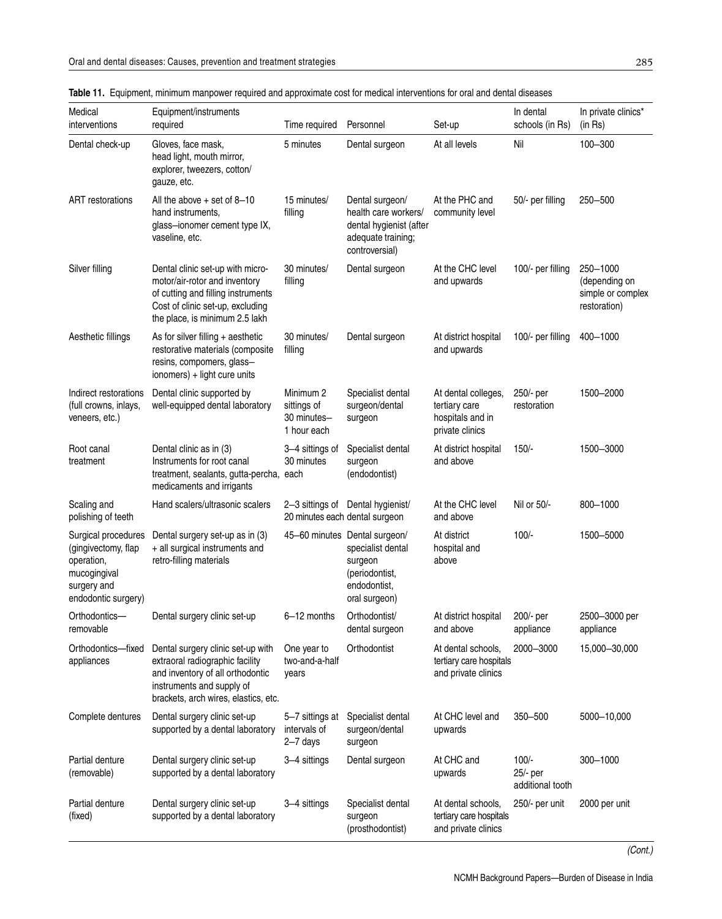**Table 11.** Equipment, minimum manpower required and approximate cost for medical interventions for oral and dental diseases

| Medical interventions | Equipment/instruments required | Time required | Personnel | Set-up | In dental schools (in Rs) | In private clinics* (in Rs) |
|---|---|---|---|---|---|---|
| Dental check-up | Gloves, face mask, head light, mouth mirror, explorer, tweezers, cotton/ gauze, etc. | 5 minutes | Dental surgeon | At all levels | Nil | 100–300 |
| ART restorations | All the above + set of 8–10 hand instruments, glass–ionomer cement type IX, vaseline, etc. | 15 minutes/ filling | Dental surgeon/ health care workers/ dental hygienist (after adequate training; controversial) | At the PHC and community level | 50/- per filling | 250–500 |
| Silver filling | Dental clinic set-up with micro-motor/air-rotor and inventory of cutting and filling instruments Cost of clinic set-up, excluding the place, is minimum 2.5 lakh | 30 minutes/ filling | Dental surgeon | At the CHC level and upwards | 100/- per filling | 250–1000 (depending on simple or complex restoration) |
| Aesthetic fillings | As for silver filling + aesthetic restorative materials (composite resins, compomers, glass–ionomers) + light cure units | 30 minutes/ filling | Dental surgeon | At district hospital and upwards | 100/- per filling | 400–1000 |
| Indirect restorations (full crowns, inlays, veneers, etc.) | Dental clinic supported by well-equipped dental laboratory | Minimum 2 sittings of 30 minutes–1 hour each | Specialist dental surgeon/dental surgeon | At dental colleges, tertiary care hospitals and in private clinics | 250/- per restoration | 1500–2000 |
| Root canal treatment | Dental clinic as in (3) Instruments for root canal treatment, sealants, gutta-percha, medicaments and irrigants | 3–4 sittings of 30 minutes each | Specialist dental surgeon (endodontist) | At district hospital and above | 150/- | 1500–3000 |
| Scaling and polishing of teeth | Hand scalers/ultrasonic scalers | 2–3 sittings of 20 minutes each | Dental hygienist/ dental surgeon | At the CHC level and above | Nil or 50/- | 800–1000 |
| Surgical procedures (gingivectomy, flap operation, mucogingival surgery and endodontic surgery) | Dental surgery set-up as in (3) + all surgical instruments and retro-filling materials | 45–60 minutes | Dental surgeon/ specialist dental surgeon (periodontist, endodontist, oral surgeon) | At district hospital and above | 100/- | 1500–5000 |
| Orthodontics—removable | Dental surgery clinic set-up | 6–12 months | Orthodontist/ dental surgeon | At district hospital and above | 200/- per appliance | 2500–3000 per appliance |
| Orthodontics—fixed appliances | Dental surgery clinic set-up with extraoral radiographic facility and inventory of all orthodontic instruments and supply of brackets, arch wires, elastics, etc. | One year to two-and-a-half years | Orthodontist | At dental schools, tertiary care hospitals and private clinics | 2000–3000 | 15,000–30,000 |
| Complete dentures | Dental surgery clinic set-up supported by a dental laboratory | 5–7 sittings at intervals of 2–7 days | Specialist dental surgeon/dental surgeon | At CHC level and upwards | 350–500 | 5000–10,000 |
| Partial denture (removable) | Dental surgery clinic set-up supported by a dental laboratory | 3–4 sittings | Dental surgeon | At CHC and upwards | 100/- 25/- per additional tooth | 300–1000 |
| Partial denture (fixed) | Dental surgery clinic set-up supported by a dental laboratory | 3–4 sittings | Specialist dental surgeon (prosthodontist) | At dental schools, tertiary care hospitals and private clinics | 250/- per unit | 2000 per unit |

*(Cont.)*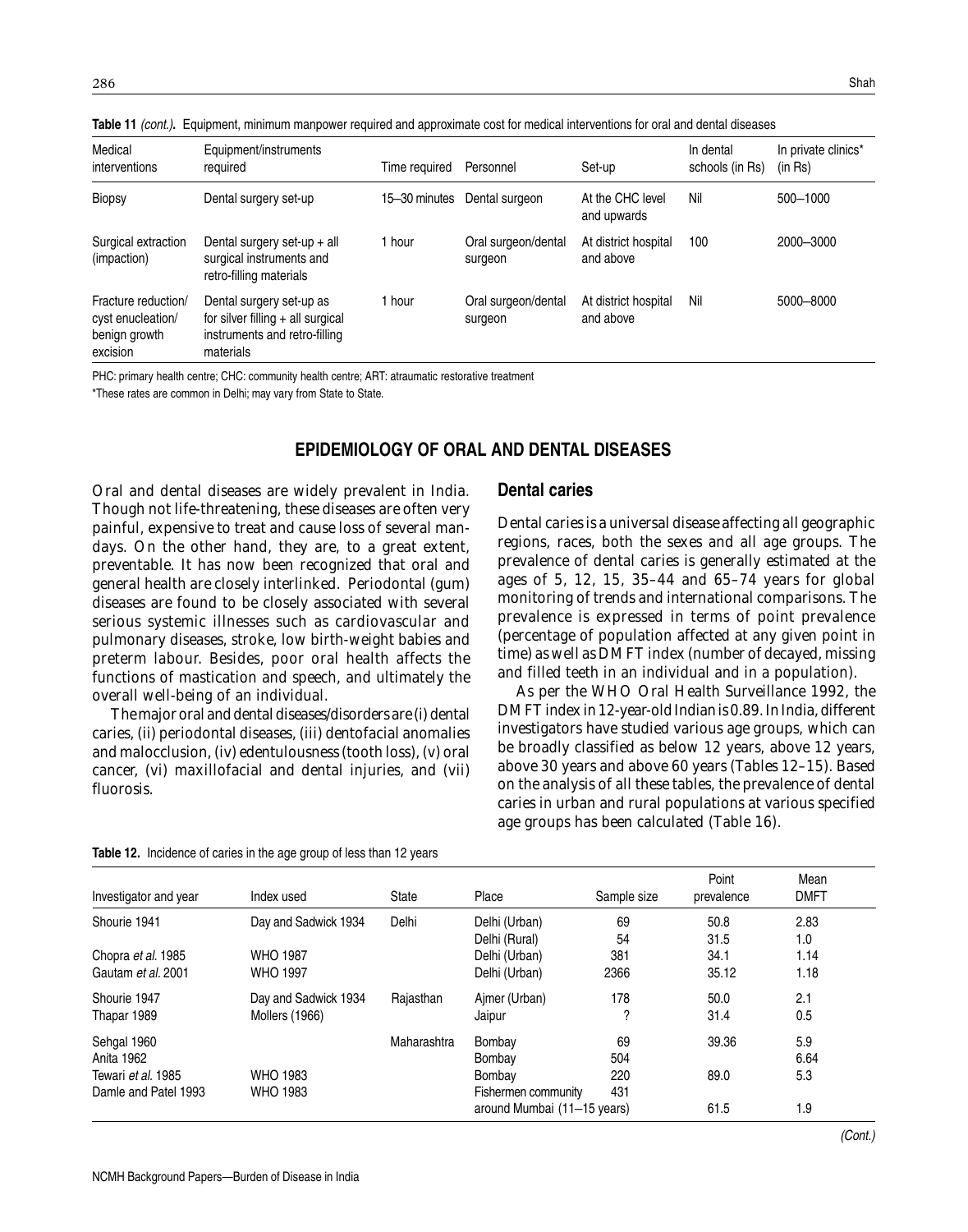**Table 11** *(cont.)*. Equipment, minimum manpower required and approximate cost for medical interventions for oral and dental diseases

| Medical interventions | Equipment/instruments required | Time required | Personnel | Set-up | In dental schools (in Rs) | In private clinics* (in Rs) |
|---|---|---|---|---|---|---|
| Biopsy | Dental surgery set-up | 15–30 minutes | Dental surgeon | At the CHC level and upwards | Nil | 500–1000 |
| Surgical extraction (impaction) | Dental surgery set-up + all surgical instruments and retro-filling materials | 1 hour | Oral surgeon/dental surgeon | At district hospital and above | 100 | 2000–3000 |
| Fracture reduction/ cyst enucleation/ benign growth excision | Dental surgery set-up as for silver filling + all surgical instruments and retro-filling materials | 1 hour | Oral surgeon/dental surgeon | At district hospital and above | Nil | 5000–8000 |

PHC: primary health centre; CHC: community health centre; ART: atraumatic restorative treatment

*These rates are common in Delhi; may vary from State to State.

## EPIDEMIOLOGY OF ORAL AND DENTAL DISEASES

Oral and dental diseases are widely prevalent in India. Though not life-threatening, these diseases are often very painful, expensive to treat and cause loss of several man-days. On the other hand, they are, to a great extent, preventable. It has now been recognized that oral and general health are closely interlinked. Periodontal (gum) diseases are found to be closely associated with several serious systemic illnesses such as cardiovascular and pulmonary diseases, stroke, low birth-weight babies and preterm labour. Besides, poor oral health affects the functions of mastication and speech, and ultimately the overall well-being of an individual.

The major oral and dental diseases/disorders are (i) dental caries, (ii) periodontal diseases, (iii) dentofacial anomalies and malocclusion, (iv) edentulousness (tooth loss), (v) oral cancer, (vi) maxillofacial and dental injuries, and (vii) fluorosis.

### Dental caries

Dental caries is a universal disease affecting all geographic regions, races, both the sexes and all age groups. The prevalence of dental caries is generally estimated at the ages of 5, 12, 15, 35–44 and 65–74 years for global monitoring of trends and international comparisons. The prevalence is expressed in terms of point prevalence (percentage of population affected at any given point in time) as well as DMFT index (number of decayed, missing and filled teeth in an individual and in a population).

As per the WHO Oral Health Surveillance 1992, the DMFT index in 12-year-old Indian is 0.89. In India, different investigators have studied various age groups, which can be broadly classified as below 12 years, above 12 years, above 30 years and above 60 years (Tables 12–15). Based on the analysis of all these tables, the prevalence of dental caries in urban and rural populations at various specified age groups has been calculated (Table 16).

**Table 12.** Incidence of caries in the age group of less than 12 years

| Investigator and year | Index used | State | Place | Sample size | Point prevalence | Mean DMFT |
|---|---|---|---|---|---|---|
| Shourie 1941 | Day and Sadwick 1934 | Delhi | Delhi (Urban) | 69 | 50.8 | 2.83 |
| | | | Delhi (Rural) | 54 | 31.5 | 1.0 |
| Chopra *et al.* 1985 | WHO 1987 | | Delhi (Urban) | 381 | 34.1 | 1.14 |
| Gautam *et al.* 2001 | WHO 1997 | | Delhi (Urban) | 2366 | 35.12 | 1.18 |
| Shourie 1947 | Day and Sadwick 1934 | Rajasthan | Ajmer (Urban) | 178 | 50.0 | 2.1 |
| Thapar 1989 | Mollers (1966) | | Jaipur | ? | 31.4 | 0.5 |
| Sehgal 1960 | | Maharashtra | Bombay | 69 | 39.36 | 5.9 |
| Anita 1962 | | | Bombay | 504 | | 6.64 |
| Tewari *et al.* 1985 | WHO 1983 | | Bombay | 220 | 89.0 | 5.3 |
| Damle and Patel 1993 | WHO 1983 | | Fishermen community around Mumbai (11–15 years) | 431 | 61.5 | 1.9 |

*(Cont.)*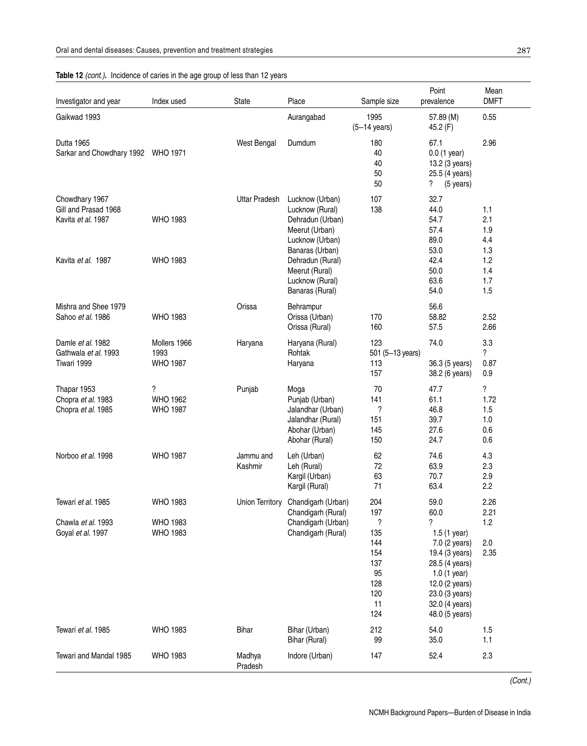**Table 12** *(cont.)*. Incidence of caries in the age group of less than 12 years

| Investigator and year | Index used | State | Place | Sample size | Point prevalence | Mean DMFT |
|---|---|---|---|---|---|---|
| Gaikwad 1993 | | | Aurangabad | 1995 (5–14 years) | 57.89 (M) 45.2 (F) | 0.55 |
| Dutta 1965 | | West Bengal | Dumdum | 180 | 67.1 | 2.96 |
| Sarkar and Chowdhary 1992 | WHO 1971 | | | 40 | 0.0 (1 year) | |
| | | | | 40 | 13.2 (3 years) | |
| | | | | 50 | 25.5 (4 years) | |
| | | | | 50 | ? (5 years) | |
| Chowdhary 1967 | | Uttar Pradesh | Lucknow (Urban) | 107 | 32.7 | |
| Gill and Prasad 1968 | | | Lucknow (Rural) | 138 | 44.0 | 1.1 |
| Kavita *et al.* 1987 | WHO 1983 | | Dehradun (Urban) | | 54.7 | 2.1 |
| | | | Meerut (Urban) | | 57.4 | 1.9 |
| | | | Lucknow (Urban) | | 89.0 | 4.4 |
| | | | Banaras (Urban) | | 53.0 | 1.3 |
| Kavita *et al.* 1987 | WHO 1983 | | Dehradun (Rural) | | 42.4 | 1.2 |
| | | | Meerut (Rural) | | 50.0 | 1.4 |
| | | | Lucknow (Rural) | | 63.6 | 1.7 |
| | | | Banaras (Rural) | | 54.0 | 1.5 |
| Mishra and Shee 1979 | | Orissa | Behrampur | | 56.6 | |
| Sahoo *et al.* 1986 | WHO 1983 | | Orissa (Urban) | 170 | 58.82 | 2.52 |
| | | | Orissa (Rural) | 160 | 57.5 | 2.66 |
| Damle *et al.* 1982 | Mollers 1966 | Haryana | Haryana (Rural) | 123 | 74.0 | 3.3 |
| Gathwala *et al.* 1993 | 1993 | | Rohtak | 501 (5–13 years) | | ? |
| Tiwari 1999 | WHO 1987 | | Haryana | 113 | 36.3 (5 years) | 0.87 |
| | | | | 157 | 38.2 (6 years) | 0.9 |
| Thapar 1953 | ? | Punjab | Moga | 70 | 47.7 | ? |
| Chopra *et al.* 1983 | WHO 1962 | | Punjab (Urban) | 141 | 61.1 | 1.72 |
| Chopra *et al.* 1985 | WHO 1987 | | Jalandhar (Urban) | ? | 46.8 | 1.5 |
| | | | Jalandhar (Rural) | 151 | 39.7 | 1.0 |
| | | | Abohar (Urban) | 145 | 27.6 | 0.6 |
| | | | Abohar (Rural) | 150 | 24.7 | 0.6 |
| Norboo *et al.* 1998 | WHO 1987 | Jammu and Kashmir | Leh (Urban) | 62 | 74.6 | 4.3 |
| | | | Leh (Rural) | 72 | 63.9 | 2.3 |
| | | | Kargil (Urban) | 63 | 70.7 | 2.9 |
| | | | Kargil (Rural) | 71 | 63.4 | 2.2 |
| Tewari *et al.* 1985 | WHO 1983 | Union Territory | Chandigarh (Urban) | 204 | 59.0 | 2.26 |
| | | | Chandigarh (Rural) | 197 | 60.0 | 2.21 |
| Chawla *et al.* 1993 | WHO 1983 | | Chandigarh (Urban) | ? | ? | 1.2 |
| Goyal *et al.* 1997 | WHO 1983 | | Chandigarh (Rural) | 135 | 1.5 (1 year) | |
| | | | | 144 | 7.0 (2 years) | 2.0 |
| | | | | 154 | 19.4 (3 years) | 2.35 |
| | | | | 137 | 28.5 (4 years) | |
| | | | | 95 | 1.0 (1 year) | |
| | | | | 128 | 12.0 (2 years) | |
| | | | | 120 | 23.0 (3 years) | |
| | | | | 11 | 32.0 (4 years) | |
| | | | | 124 | 48.0 (5 years) | |
| Tewari *et al.* 1985 | WHO 1983 | Bihar | Bihar (Urban) | 212 | 54.0 | 1.5 |
| | | | Bihar (Rural) | 99 | 35.0 | 1.1 |
| Tewari and Mandal 1985 | WHO 1983 | Madhya Pradesh | Indore (Urban) | 147 | 52.4 | 2.3 |

*(Cont.)*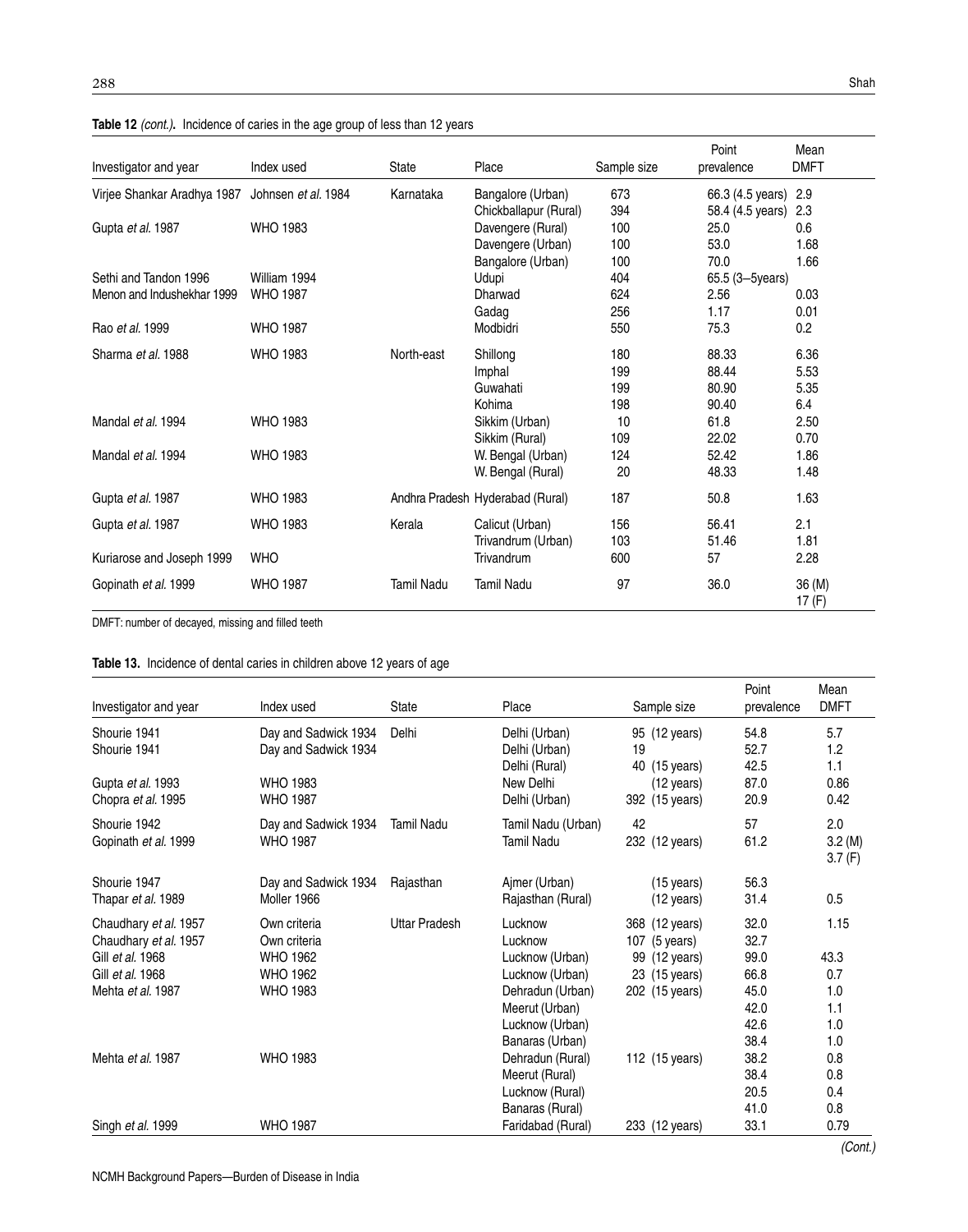**Table 12** *(cont.)*. Incidence of caries in the age group of less than 12 years

| Investigator and year | Index used | State | Place | Sample size | Point prevalence | Mean DMFT |
|---|---|---|---|---|---|---|
| Virjee Shankar Aradhya 1987 | Johnsen *et al.* 1984 | Karnataka | Bangalore (Urban) | 673 | 66.3 (4.5 years) | 2.9 |
| | | | Chickballapur (Rural) | 394 | 58.4 (4.5 years) | 2.3 |
| Gupta *et al.* 1987 | WHO 1983 | | Davengere (Rural) | 100 | 25.0 | 0.6 |
| | | | Davengere (Urban) | 100 | 53.0 | 1.68 |
| | | | Bangalore (Urban) | 100 | 70.0 | 1.66 |
| Sethi and Tandon 1996 | William 1994 | | Udupi | 404 | 65.5 (3–5years) | |
| Menon and Indushekhar 1999 | WHO 1987 | | Dharwad | 624 | 2.56 | 0.03 |
| | | | Gadag | 256 | 1.17 | 0.01 |
| Rao *et al.* 1999 | WHO 1987 | | Modbidri | 550 | 75.3 | 0.2 |
| Sharma *et al.* 1988 | WHO 1983 | North-east | Shillong | 180 | 88.33 | 6.36 |
| | | | Imphal | 199 | 88.44 | 5.53 |
| | | | Guwahati | 199 | 80.90 | 5.35 |
| | | | Kohima | 198 | 90.40 | 6.4 |
| Mandal *et al.* 1994 | WHO 1983 | | Sikkim (Urban) | 10 | 61.8 | 2.50 |
| | | | Sikkim (Rural) | 109 | 22.02 | 0.70 |
| Mandal *et al.* 1994 | WHO 1983 | | W. Bengal (Urban) | 124 | 52.42 | 1.86 |
| | | | W. Bengal (Rural) | 20 | 48.33 | 1.48 |
| Gupta *et al.* 1987 | WHO 1983 | Andhra Pradesh | Hyderabad (Rural) | 187 | 50.8 | 1.63 |
| Gupta *et al.* 1987 | WHO 1983 | Kerala | Calicut (Urban) | 156 | 56.41 | 2.1 |
| | | | Trivandrum (Urban) | 103 | 51.46 | 1.81 |
| Kuriarose and Joseph 1999 | WHO | | Trivandrum | 600 | 57 | 2.28 |
| Gopinath *et al.* 1999 | WHO 1987 | Tamil Nadu | Tamil Nadu | 97 | 36.0 | 36 (M) 17 (F) |

DMFT: number of decayed, missing and filled teeth

**Table 13.** Incidence of dental caries in children above 12 years of age

| Investigator and year | Index used | State | Place | Sample size | Point prevalence | Mean DMFT |
|---|---|---|---|---|---|---|
| Shourie 1941 | Day and Sadwick 1934 | Delhi | Delhi (Urban) | 95 (12 years) | 54.8 | 5.7 |
| Shourie 1941 | Day and Sadwick 1934 | | Delhi (Urban) | 19 | 52.7 | 1.2 |
| | | | Delhi (Rural) | 40 (15 years) | 42.5 | 1.1 |
| Gupta *et al.* 1993 | WHO 1983 | | New Delhi | (12 years) | 87.0 | 0.86 |
| Chopra *et al.* 1995 | WHO 1987 | | Delhi (Urban) | 392 (15 years) | 20.9 | 0.42 |
| Shourie 1942 | Day and Sadwick 1934 | Tamil Nadu | Tamil Nadu (Urban) | 42 | 57 | 2.0 |
| Gopinath *et al.* 1999 | WHO 1987 | | Tamil Nadu | 232 (12 years) | 61.2 | 3.2 (M) 3.7 (F) |
| Shourie 1947 | Day and Sadwick 1934 | Rajasthan | Ajmer (Urban) | (15 years) | 56.3 | |
| Thapar *et al.* 1989 | Moller 1966 | | Rajasthan (Rural) | (12 years) | 31.4 | 0.5 |
| Chaudhary *et al.* 1957 | Own criteria | Uttar Pradesh | Lucknow | 368 (12 years) | 32.0 | 1.15 |
| Chaudhary *et al.* 1957 | Own criteria | | Lucknow | 107 (5 years) | 32.7 | |
| Gill *et al.* 1968 | WHO 1962 | | Lucknow (Urban) | 99 (12 years) | 99.0 | 43.3 |
| Gill *et al.* 1968 | WHO 1962 | | Lucknow (Urban) | 23 (15 years) | 66.8 | 0.7 |
| Mehta *et al.* 1987 | WHO 1983 | | Dehradun (Urban) | 202 (15 years) | 45.0 | 1.0 |
| | | | Meerut (Urban) | | 42.0 | 1.1 |
| | | | Lucknow (Urban) | | 42.6 | 1.0 |
| | | | Banaras (Urban) | | 38.4 | 1.0 |
| Mehta *et al.* 1987 | WHO 1983 | | Dehradun (Rural) | 112 (15 years) | 38.2 | 0.8 |
| | | | Meerut (Rural) | | 38.4 | 0.8 |
| | | | Lucknow (Rural) | | 20.5 | 0.4 |
| | | | Banaras (Rural) | | 41.0 | 0.8 |
| Singh *et al.* 1999 | WHO 1987 | | Faridabad (Rural) | 233 (12 years) | 33.1 | 0.79 |

*(Cont.)*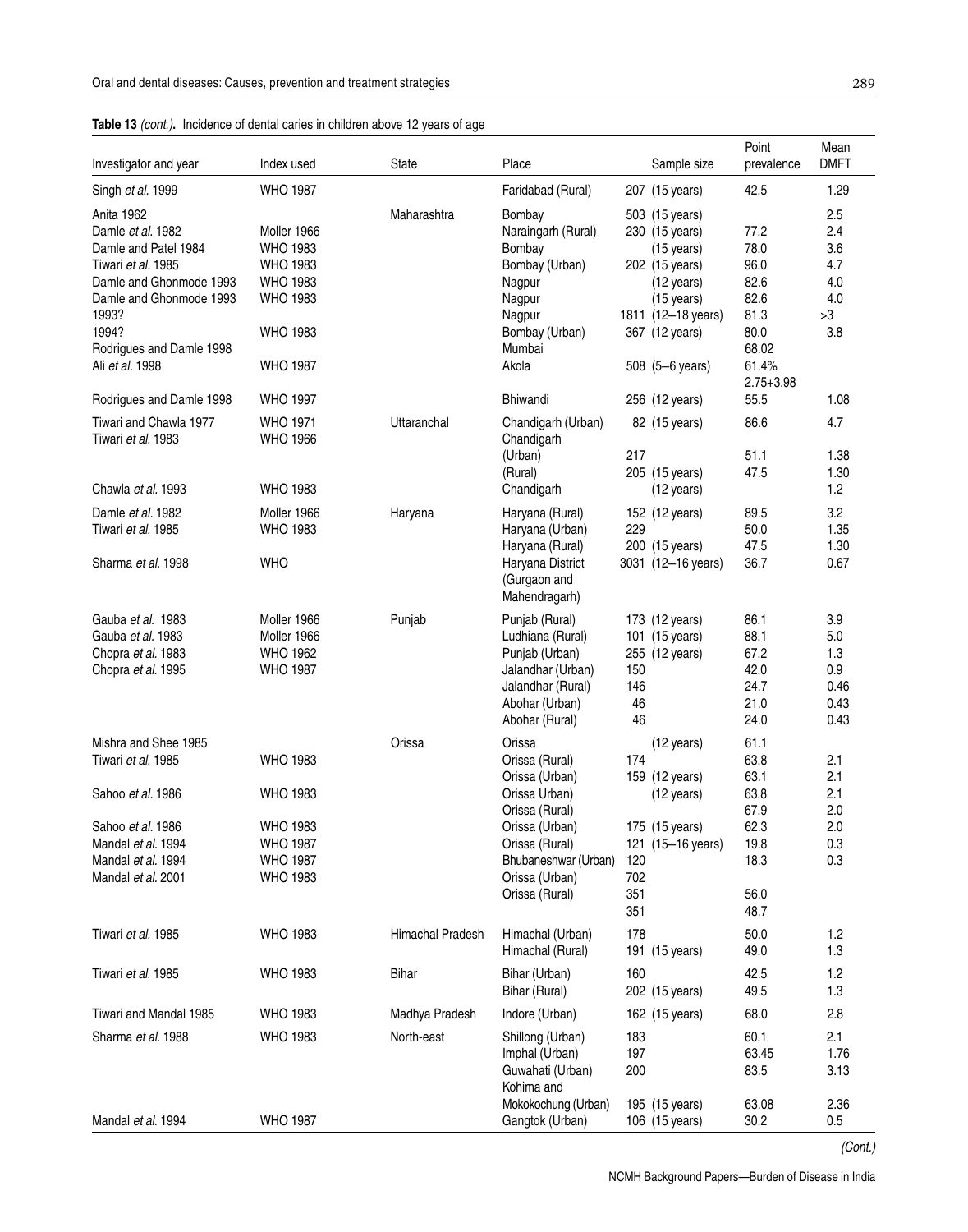**Table 13** *(cont.)*. Incidence of dental caries in children above 12 years of age

| Investigator and year | Index used | State | Place | Sample size | Point prevalence | Mean DMFT |
|---|---|---|---|---|---|---|
| Singh *et al.* 1999 | WHO 1987 | | Faridabad (Rural) | 207 (15 years) | 42.5 | 1.29 |
| Anita 1962 | | Maharashtra | Bombay | 503 (15 years) | | 2.5 |
| Damle *et al.* 1982 | Moller 1966 | | Naraingarh (Rural) | 230 (15 years) | 77.2 | 2.4 |
| Damle and Patel 1984 | WHO 1983 | | Bombay | (15 years) | 78.0 | 3.6 |
| Tiwari *et al.* 1985 | WHO 1983 | | Bombay (Urban) | 202 (15 years) | 96.0 | 4.7 |
| Damle and Ghonmode 1993 | WHO 1983 | | Nagpur | (12 years) | 82.6 | 4.0 |
| Damle and Ghonmode 1993 | WHO 1983 | | Nagpur | (15 years) | 82.6 | 4.0 |
| 1993? | | | Nagpur | 1811 (12–18 years) | 81.3 | >3 |
| 1994? | WHO 1983 | | Bombay (Urban) | 367 (12 years) | 80.0 | 3.8 |
| Rodrigues and Damle 1998 | | | Mumbai | | 68.02 | |
| Ali *et al.* 1998 | WHO 1987 | | Akola | 508 (5–6 years) | 61.4% 2.75+3.98 | |
| Rodrigues and Damle 1998 | WHO 1997 | | Bhiwandi | 256 (12 years) | 55.5 | 1.08 |
| Tiwari and Chawla 1977 | WHO 1971 | Uttaranchal | Chandigarh (Urban) | 82 (15 years) | 86.6 | 4.7 |
| Tiwari *et al.* 1983 | WHO 1966 | | Chandigarh | | | |
| | | | (Urban) | 217 | 51.1 | 1.38 |
| | | | (Rural) | 205 (15 years) | 47.5 | 1.30 |
| Chawla *et al.* 1993 | WHO 1983 | | Chandigarh | (12 years) | | 1.2 |
| Damle *et al.* 1982 | Moller 1966 | Haryana | Haryana (Rural) | 152 (12 years) | 89.5 | 3.2 |
| Tiwari *et al.* 1985 | WHO 1983 | | Haryana (Urban) | 229 | 50.0 | 1.35 |
| | | | Haryana (Rural) | 200 (15 years) | 47.5 | 1.30 |
| Sharma *et al.* 1998 | WHO | | Haryana District (Gurgaon and Mahendragarh) | 3031 (12–16 years) | 36.7 | 0.67 |
| Gauba *et al.* 1983 | Moller 1966 | Punjab | Punjab (Rural) | 173 (12 years) | 86.1 | 3.9 |
| Gauba *et al.* 1983 | Moller 1966 | | Ludhiana (Rural) | 101 (15 years) | 88.1 | 5.0 |
| Chopra *et al.* 1983 | WHO 1962 | | Punjab (Urban) | 255 (12 years) | 67.2 | 1.3 |
| Chopra *et al.* 1995 | WHO 1987 | | Jalandhar (Urban) | 150 | 42.0 | 0.9 |
| | | | Jalandhar (Rural) | 146 | 24.7 | 0.46 |
| | | | Abohar (Urban) | 46 | 21.0 | 0.43 |
| | | | Abohar (Rural) | 46 | 24.0 | 0.43 |
| Mishra and Shee 1985 | | Orissa | Orissa | (12 years) | 61.1 | |
| Tiwari *et al.* 1985 | WHO 1983 | | Orissa (Rural) | 174 | 63.8 | 2.1 |
| | | | Orissa (Urban) | 159 (12 years) | 63.1 | 2.1 |
| Sahoo *et al.* 1986 | WHO 1983 | | Orissa Urban) | (12 years) | 63.8 | 2.1 |
| | | | Orissa (Rural) | | 67.9 | 2.0 |
| Sahoo *et al.* 1986 | WHO 1983 | | Orissa (Urban) | 175 (15 years) | 62.3 | 2.0 |
| Mandal *et al.* 1994 | WHO 1987 | | Orissa (Rural) | 121 (15–16 years) | 19.8 | 0.3 |
| Mandal *et al.* 1994 | WHO 1987 | | Bhubaneshwar (Urban) | 120 | 18.3 | 0.3 |
| Mandal *et al.* 2001 | WHO 1983 | | Orissa (Urban) | 702 | | |
| | | | Orissa (Rural) | 351 | 56.0 | |
| | | | | 351 | 48.7 | |
| Tiwari *et al.* 1985 | WHO 1983 | Himachal Pradesh | Himachal (Urban) | 178 | 50.0 | 1.2 |
| | | | Himachal (Rural) | 191 (15 years) | 49.0 | 1.3 |
| Tiwari *et al.* 1985 | WHO 1983 | Bihar | Bihar (Urban) | 160 | 42.5 | 1.2 |
| | | | Bihar (Rural) | 202 (15 years) | 49.5 | 1.3 |
| Tiwari and Mandal 1985 | WHO 1983 | Madhya Pradesh | Indore (Urban) | 162 (15 years) | 68.0 | 2.8 |
| Sharma *et al.* 1988 | WHO 1983 | North-east | Shillong (Urban) | 183 | 60.1 | 2.1 |
| | | | Imphal (Urban) | 197 | 63.45 | 1.76 |
| | | | Guwahati (Urban) | 200 | 83.5 | 3.13 |
| | | | Kohima and Mokokochung (Urban) | 195 (15 years) | 63.08 | 2.36 |
| Mandal *et al.* 1994 | WHO 1987 | | Gangtok (Urban) | 106 (15 years) | 30.2 | 0.5 |

*(Cont.)*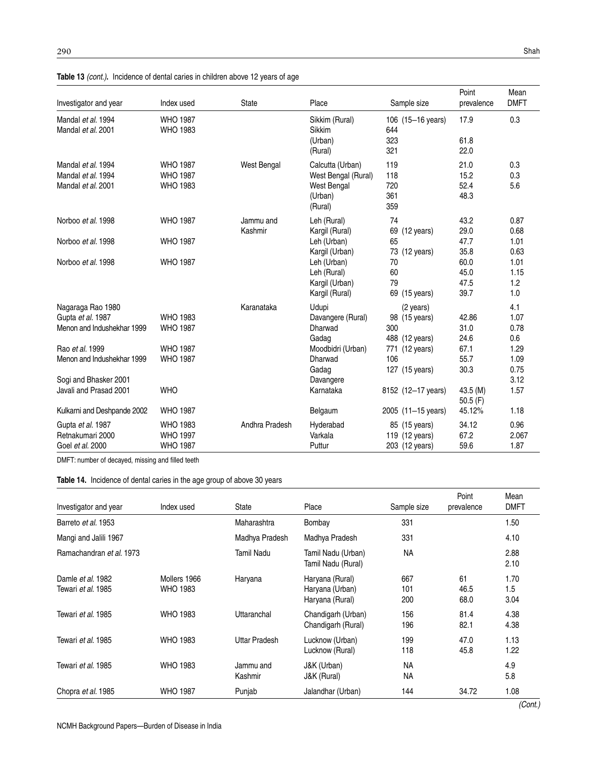**Table 13** *(cont.)***.** Incidence of dental caries in children above 12 years of age

| Investigator and year | Index used | State | Place | Sample size | Point prevalence | Mean DMFT |
|---|---|---|---|---|---|---|
| Mandal *et al.* 1994 | WHO 1987 | | Sikkim (Rural) | 106 (15–16 years) | 17.9 | 0.3 |
| Mandal *et al.* 2001 | WHO 1983 | | Sikkim | 644 | | |
| | | | (Urban) | 323 | 61.8 | |
| | | | (Rural) | 321 | 22.0 | |
| Mandal *et al.* 1994 | WHO 1987 | West Bengal | Calcutta (Urban) | 119 | 21.0 | 0.3 |
| Mandal *et al.* 1994 | WHO 1987 | | West Bengal (Rural) | 118 | 15.2 | 0.3 |
| Mandal *et al.* 2001 | WHO 1983 | | West Bengal | 720 | 52.4 | 5.6 |
| | | | (Urban) | 361 | 48.3 | |
| | | | (Rural) | 359 | | |
| Norboo *et al.* 1998 | WHO 1987 | Jammu and Kashmir | Leh (Rural) | 74 | 43.2 | 0.87 |
| | | | Kargil (Rural) | 69 (12 years) | 29.0 | 0.68 |
| Norboo *et al.* 1998 | WHO 1987 | | Leh (Urban) | 65 | 47.7 | 1.01 |
| | | | Kargil (Urban) | 73 (12 years) | 35.8 | 0.63 |
| Norboo *et al.* 1998 | WHO 1987 | | Leh (Urban) | 70 | 60.0 | 1.01 |
| | | | Leh (Rural) | 60 | 45.0 | 1.15 |
| | | | Kargil (Urban) | 79 | 47.5 | 1.2 |
| | | | Kargil (Rural) | 69 (15 years) | 39.7 | 1.0 |
| Nagaraga Rao 1980 | | Karanataka | Udupi | (2 years) | | 4.1 |
| Gupta *et al.* 1987 | WHO 1983 | | Davangere (Rural) | 98 (15 years) | 42.86 | 1.07 |
| Menon and Indushekhar 1999 | WHO 1987 | | Dharwad | 300 | 31.0 | 0.78 |
| | | | Gadag | 488 (12 years) | 24.6 | 0.6 |
| Rao *et al.* 1999 | WHO 1987 | | Moodbidri (Urban) | 771 (12 years) | 67.1 | 1.29 |
| Menon and Indushekhar 1999 | WHO 1987 | | Dharwad | 106 | 55.7 | 1.09 |
| | | | Gadag | 127 (15 years) | 30.3 | 0.75 |
| Sogi and Bhasker 2001 | | | Davangere | | | 3.12 |
| Javali and Prasad 2001 | WHO | | Karnataka | 8152 (12–17 years) | 43.5 (M) 50.5 (F) | 1.57 |
| Kulkarni and Deshpande 2002 | WHO 1987 | | Belgaum | 2005 (11–15 years) | 45.12% | 1.18 |
| Gupta *et al.* 1987 | WHO 1983 | Andhra Pradesh | Hyderabad | 85 (15 years) | 34.12 | 0.96 |
| Retnakumari 2000 | WHO 1997 | | Varkala | 119 (12 years) | 67.2 | 2.067 |
| Goel *et al.* 2000 | WHO 1987 | | Puttur | 203 (12 years) | 59.6 | 1.87 |

DMFT: number of decayed, missing and filled teeth

**Table 14.** Incidence of dental caries in the age group of above 30 years

| Investigator and year | Index used | State | Place | Sample size | Point prevalence | Mean DMFT |
|---|---|---|---|---|---|---|
| Barreto *et al.* 1953 | | Maharashtra | Bombay | 331 | | 1.50 |
| Mangi and Jalili 1967 | | Madhya Pradesh | Madhya Pradesh | 331 | | 4.10 |
| Ramachandran *et al.* 1973 | | Tamil Nadu | Tamil Nadu (Urban) | NA | | 2.88 |
| | | | Tamil Nadu (Rural) | | | 2.10 |
| Damle *et al.* 1982 | Mollers 1966 | Haryana | Haryana (Rural) | 667 | 61 | 1.70 |
| Tewari *et al.* 1985 | WHO 1983 | | Haryana (Urban) | 101 | 46.5 | 1.5 |
| | | | Haryana (Rural) | 200 | 68.0 | 3.04 |
| Tewari *et al.* 1985 | WHO 1983 | Uttaranchal | Chandigarh (Urban) | 156 | 81.4 | 4.38 |
| | | | Chandigarh (Rural) | 196 | 82.1 | 4.38 |
| Tewari *et al.* 1985 | WHO 1983 | Uttar Pradesh | Lucknow (Urban) | 199 | 47.0 | 1.13 |
| | | | Lucknow (Rural) | 118 | 45.8 | 1.22 |
| Tewari *et al.* 1985 | WHO 1983 | Jammu and Kashmir | J&K (Urban) | NA | | 4.9 |
| | | | J&K (Rural) | NA | | 5.8 |
| Chopra *et al.* 1985 | WHO 1987 | Punjab | Jalandhar (Urban) | 144 | 34.72 | 1.08 |

*(Cont.)*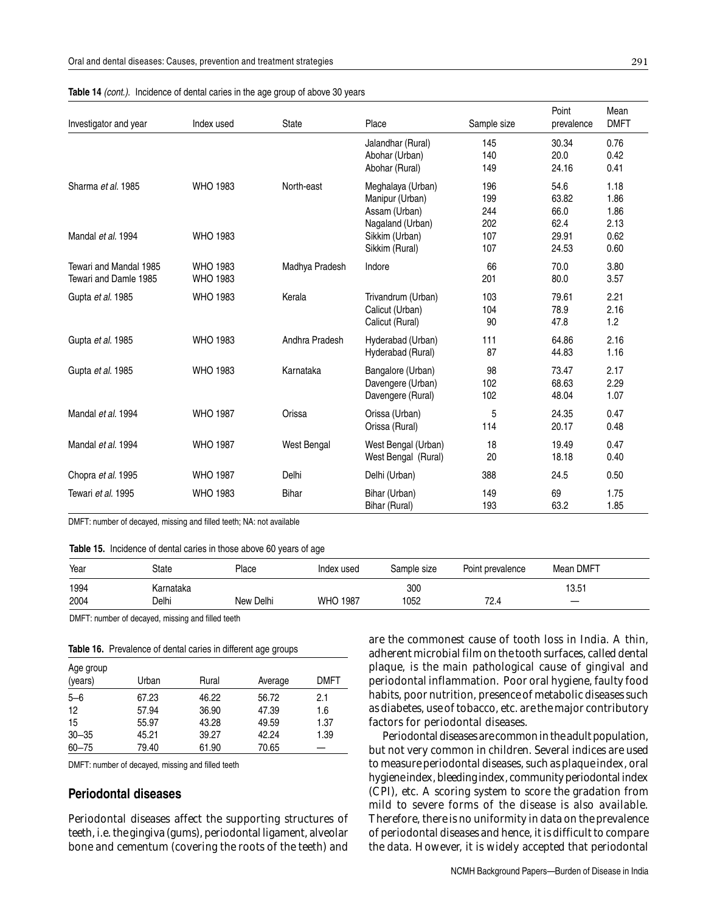**Table 14** *(cont.)*. Incidence of dental caries in the age group of above 30 years

| Investigator and year | Index used | State | Place | Sample size | Point prevalence | Mean DMFT |
|---|---|---|---|---|---|---|
| | | | Jalandhar (Rural) | 145 | 30.34 | 0.76 |
| | | | Abohar (Urban) | 140 | 20.0 | 0.42 |
| | | | Abohar (Rural) | 149 | 24.16 | 0.41 |
| Sharma *et al.* 1985 | WHO 1983 | North-east | Meghalaya (Urban) | 196 | 54.6 | 1.18 |
| | | | Manipur (Urban) | 199 | 63.82 | 1.86 |
| | | | Assam (Urban) | 244 | 66.0 | 1.86 |
| | | | Nagaland (Urban) | 202 | 62.4 | 2.13 |
| Mandal *et al.* 1994 | WHO 1983 | | Sikkim (Urban) | 107 | 29.91 | 0.62 |
| | | | Sikkim (Rural) | 107 | 24.53 | 0.60 |
| Tewari and Mandal 1985 | WHO 1983 | Madhya Pradesh | Indore | 66 | 70.0 | 3.80 |
| Tewari and Damle 1985 | WHO 1983 | | | 201 | 80.0 | 3.57 |
| Gupta *et al.* 1985 | WHO 1983 | Kerala | Trivandrum (Urban) | 103 | 79.61 | 2.21 |
| | | | Calicut (Urban) | 104 | 78.9 | 2.16 |
| | | | Calicut (Rural) | 90 | 47.8 | 1.2 |
| Gupta *et al.* 1985 | WHO 1983 | Andhra Pradesh | Hyderabad (Urban) | 111 | 64.86 | 2.16 |
| | | | Hyderabad (Rural) | 87 | 44.83 | 1.16 |
| Gupta *et al.* 1985 | WHO 1983 | Karnataka | Bangalore (Urban) | 98 | 73.47 | 2.17 |
| | | | Davengere (Urban) | 102 | 68.63 | 2.29 |
| | | | Davengere (Rural) | 102 | 48.04 | 1.07 |
| Mandal *et al.* 1994 | WHO 1987 | Orissa | Orissa (Urban) | 5 | 24.35 | 0.47 |
| | | | Orissa (Rural) | 114 | 20.17 | 0.48 |
| Mandal *et al.* 1994 | WHO 1987 | West Bengal | West Bengal (Urban) | 18 | 19.49 | 0.47 |
| | | | West Bengal (Rural) | 20 | 18.18 | 0.40 |
| Chopra *et al.* 1995 | WHO 1987 | Delhi | Delhi (Urban) | 388 | 24.5 | 0.50 |
| Tewari *et al.* 1995 | WHO 1983 | Bihar | Bihar (Urban) | 149 | 69 | 1.75 |
| | | | Bihar (Rural) | 193 | 63.2 | 1.85 |

DMFT: number of decayed, missing and filled teeth; NA: not available

**Table 15.** Incidence of dental caries in those above 60 years of age

| Year | State | Place | Index used | Sample size | Point prevalence | Mean DMFT |
|---|---|---|---|---|---|---|
| 1994 | Karnataka | | | 300 | | 13.51 |
| 2004 | Delhi | New Delhi | WHO 1987 | 1052 | 72.4 | — |

DMFT: number of decayed, missing and filled teeth

**Table 16.** Prevalence of dental caries in different age groups

| Age group (years) | Urban | Rural | Average | DMFT |
|---|---|---|---|---|
| 5–6 | 67.23 | 46.22 | 56.72 | 2.1 |
| 12 | 57.94 | 36.90 | 47.39 | 1.6 |
| 15 | 55.97 | 43.28 | 49.59 | 1.37 |
| 30–35 | 45.21 | 39.27 | 42.24 | 1.39 |
| 60–75 | 79.40 | 61.90 | 70.65 | — |

DMFT: number of decayed, missing and filled teeth

## Periodontal diseases

Periodontal diseases affect the supporting structures of teeth, i.e. the gingiva (gums), periodontal ligament, alveolar bone and cementum (covering the roots of the teeth) and are the commonest cause of tooth loss in India. A thin, adherent microbial film on the tooth surfaces, called dental plaque, is the main pathological cause of gingival and periodontal inflammation. Poor oral hygiene, faulty food habits, poor nutrition, presence of metabolic diseases such as diabetes, use of tobacco, etc. are the major contributory factors for periodontal diseases.

Periodontal diseases are common in the adult population, but not very common in children. Several indices are used to measure periodontal diseases, such as plaque index, oral hygiene index, bleeding index, community periodontal index (CPI), etc. A scoring system to score the gradation from mild to severe forms of the disease is also available. Therefore, there is no uniformity in data on the prevalence of periodontal diseases and hence, it is difficult to compare the data. However, it is widely accepted that periodontal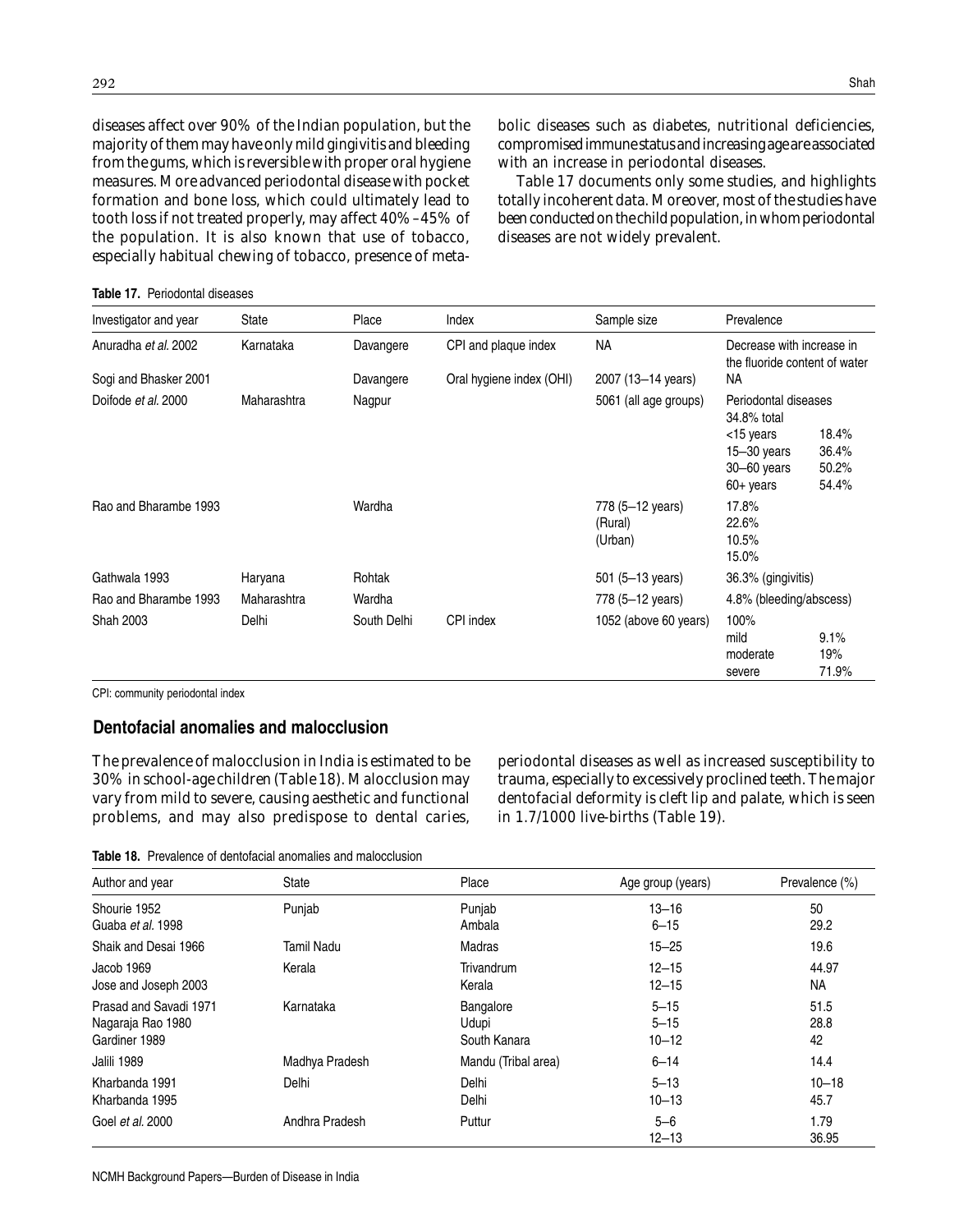diseases affect over 90% of the Indian population, but the majority of them may have only mild gingivitis and bleeding from the gums, which is reversible with proper oral hygiene measures. More advanced periodontal disease with pocket formation and bone loss, which could ultimately lead to tooth loss if not treated properly, may affect 40%–45% of the population. It is also known that use of tobacco, especially habitual chewing of tobacco, presence of metabolic diseases such as diabetes, nutritional deficiencies, compromised immune status and increasing age are associated with an increase in periodontal diseases.

Table 17 documents only some studies, and highlights totally incoherent data. Moreover, most of the studies have been conducted on the child population, in whom periodontal diseases are not widely prevalent.

**Table 17.** Periodontal diseases

| Investigator and year | State | Place | Index | Sample size | Prevalence | |
|---|---|---|---|---|---|---|
| Anuradha *et al.* 2002 | Karnataka | Davangere | CPI and plaque index | NA | Decrease with increase in the fluoride content of water | |
| Sogi and Bhasker 2001 | | Davangere | Oral hygiene index (OHI) | 2007 (13–14 years) | NA | |
| Doifode *et al.* 2000 | Maharashtra | Nagpur | | 5061 (all age groups) | Periodontal diseases 34.8% total | |
| | | | | | <15 years | 18.4% |
| | | | | | 15–30 years | 36.4% |
| | | | | | 30–60 years | 50.2% |
| | | | | | 60+ years | 54.4% |
| Rao and Bharambe 1993 | | Wardha | | 778 (5–12 years) | 17.8% | |
| | | | | (Rural) | 22.6% | |
| | | | | (Urban) | 10.5% | |
| | | | | | 15.0% | |
| Gathwala 1993 | Haryana | Rohtak | | 501 (5–13 years) | 36.3% (gingivitis) | |
| Rao and Bharambe 1993 | Maharashtra | Wardha | | 778 (5–12 years) | 4.8% (bleeding/abscess) | |
| Shah 2003 | Delhi | South Delhi | CPI index | 1052 (above 60 years) | 100% | |
| | | | | | mild | 9.1% |
| | | | | | moderate | 19% |
| | | | | | severe | 71.9% |

CPI: community periodontal index

## Dentofacial anomalies and malocclusion

The prevalence of malocclusion in India is estimated to be 30% in school-age children (Table 18). Malocclusion may vary from mild to severe, causing aesthetic and functional problems, and may also predispose to dental caries, periodontal diseases as well as increased susceptibility to trauma, especially to excessively proclined teeth. The major dentofacial deformity is cleft lip and palate, which is seen in 1.7/1000 live-births (Table 19).

**Table 18.** Prevalence of dentofacial anomalies and malocclusion

| Author and year | State | Place | Age group (years) | Prevalence (%) |
|---|---|---|---|---|
| Shourie 1952 | Punjab | Punjab | 13–16 | 50 |
| Guaba *et al.* 1998 | | Ambala | 6–15 | 29.2 |
| Shaik and Desai 1966 | Tamil Nadu | Madras | 15–25 | 19.6 |
| Jacob 1969 | Kerala | Trivandrum | 12–15 | 44.97 |
| Jose and Joseph 2003 | | Kerala | 12–15 | NA |
| Prasad and Savadi 1971 | Karnataka | Bangalore | 5–15 | 51.5 |
| Nagaraja Rao 1980 | | Udupi | 5–15 | 28.8 |
| Gardiner 1989 | | South Kanara | 10–12 | 42 |
| Jalili 1989 | Madhya Pradesh | Mandu (Tribal area) | 6–14 | 14.4 |
| Kharbanda 1991 | Delhi | Delhi | 5–13 | 10–18 |
| Kharbanda 1995 | | Delhi | 10–13 | 45.7 |
| Goel *et al.* 2000 | Andhra Pradesh | Puttur | 5–6 | 1.79 |
| | | | 12–13 | 36.95 |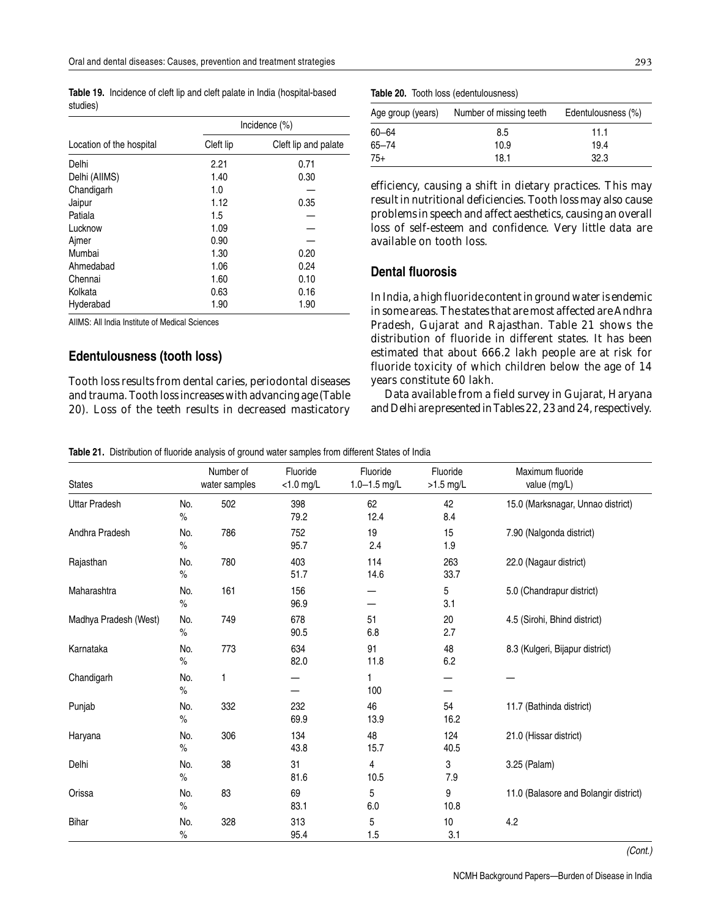**Table 19.** Incidence of cleft lip and cleft palate in India (hospital-based studies)

| Location of the hospital | Incidence (%) | |
|---|---|---|
| | Cleft lip | Cleft lip and palate |
| Delhi | 2.21 | 0.71 |
| Delhi (AIIMS) | 1.40 | 0.30 |
| Chandigarh | 1.0 | — |
| Jaipur | 1.12 | 0.35 |
| Patiala | 1.5 | — |
| Lucknow | 1.09 | — |
| Ajmer | 0.90 | — |
| Mumbai | 1.30 | 0.20 |
| Ahmedabad | 1.06 | 0.24 |
| Chennai | 1.60 | 0.10 |
| Kolkata | 0.63 | 0.16 |
| Hyderabad | 1.90 | 1.90 |

AIIMS: All India Institute of Medical Sciences

## Edentulousness (tooth loss)

Tooth loss results from dental caries, periodontal diseases and trauma. Tooth loss increases with advancing age (Table 20). Loss of the teeth results in decreased masticatory efficiency, causing a shift in dietary practices. This may result in nutritional deficiencies. Tooth loss may also cause problems in speech and affect aesthetics, causing an overall loss of self-esteem and confidence. Very little data are available on tooth loss.

**Table 20.** Tooth loss (edentulousness)

| Age group (years) | Number of missing teeth | Edentulousness (%) |
|---|---|---|
| 60–64 | 8.5 | 11.1 |
| 65–74 | 10.9 | 19.4 |
| 75+ | 18.1 | 32.3 |

## Dental fluorosis

In India, a high fluoride content in ground water is endemic in some areas. The states that are most affected are Andhra Pradesh, Gujarat and Rajasthan. Table 21 shows the distribution of fluoride in different states. It has been estimated that about 666.2 lakh people are at risk for fluoride toxicity of which children below the age of 14 years constitute 60 lakh.

Data available from a field survey in Gujarat, Haryana and Delhi are presented in Tables 22, 23 and 24, respectively.

**Table 21.** Distribution of fluoride analysis of ground water samples from different States of India

| States | | Number of water samples | Fluoride <1.0 mg/L | Fluoride 1.0–1.5 mg/L | Fluoride >1.5 mg/L | Maximum fluoride value (mg/L) |
|---|---|---|---|---|---|---|
| Uttar Pradesh | No. | 502 | 398 | 62 | 42 | 15.0 (Marksnagar, Unnao district) |
| | % | | 79.2 | 12.4 | 8.4 | |
| Andhra Pradesh | No. | 786 | 752 | 19 | 15 | 7.90 (Nalgonda district) |
| | % | | 95.7 | 2.4 | 1.9 | |
| Rajasthan | No. | 780 | 403 | 114 | 263 | 22.0 (Nagaur district) |
| | % | | 51.7 | 14.6 | 33.7 | |
| Maharashtra | No. | 161 | 156 | — | 5 | 5.0 (Chandrapur district) |
| | % | | 96.9 | — | 3.1 | |
| Madhya Pradesh (West) | No. | 749 | 678 | 51 | 20 | 4.5 (Sirohi, Bhind district) |
| | % | | 90.5 | 6.8 | 2.7 | |
| Karnataka | No. | 773 | 634 | 91 | 48 | 8.3 (Kulgeri, Bijapur district) |
| | % | | 82.0 | 11.8 | 6.2 | |
| Chandigarh | No. | 1 | — | 1 | — | — |
| | % | | — | 100 | — | |
| Punjab | No. | 332 | 232 | 46 | 54 | 11.7 (Bathinda district) |
| | % | | 69.9 | 13.9 | 16.2 | |
| Haryana | No. | 306 | 134 | 48 | 124 | 21.0 (Hissar district) |
| | % | | 43.8 | 15.7 | 40.5 | |
| Delhi | No. | 38 | 31 | 4 | 3 | 3.25 (Palam) |
| | % | | 81.6 | 10.5 | 7.9 | |
| Orissa | No. | 83 | 69 | 5 | 9 | 11.0 (Balasore and Bolangir district) |
| | % | | 83.1 | 6.0 | 10.8 | |
| Bihar | No. | 328 | 313 | 5 | 10 | 4.2 |
| | % | | 95.4 | 1.5 | 3.1 | |

*(Cont.)*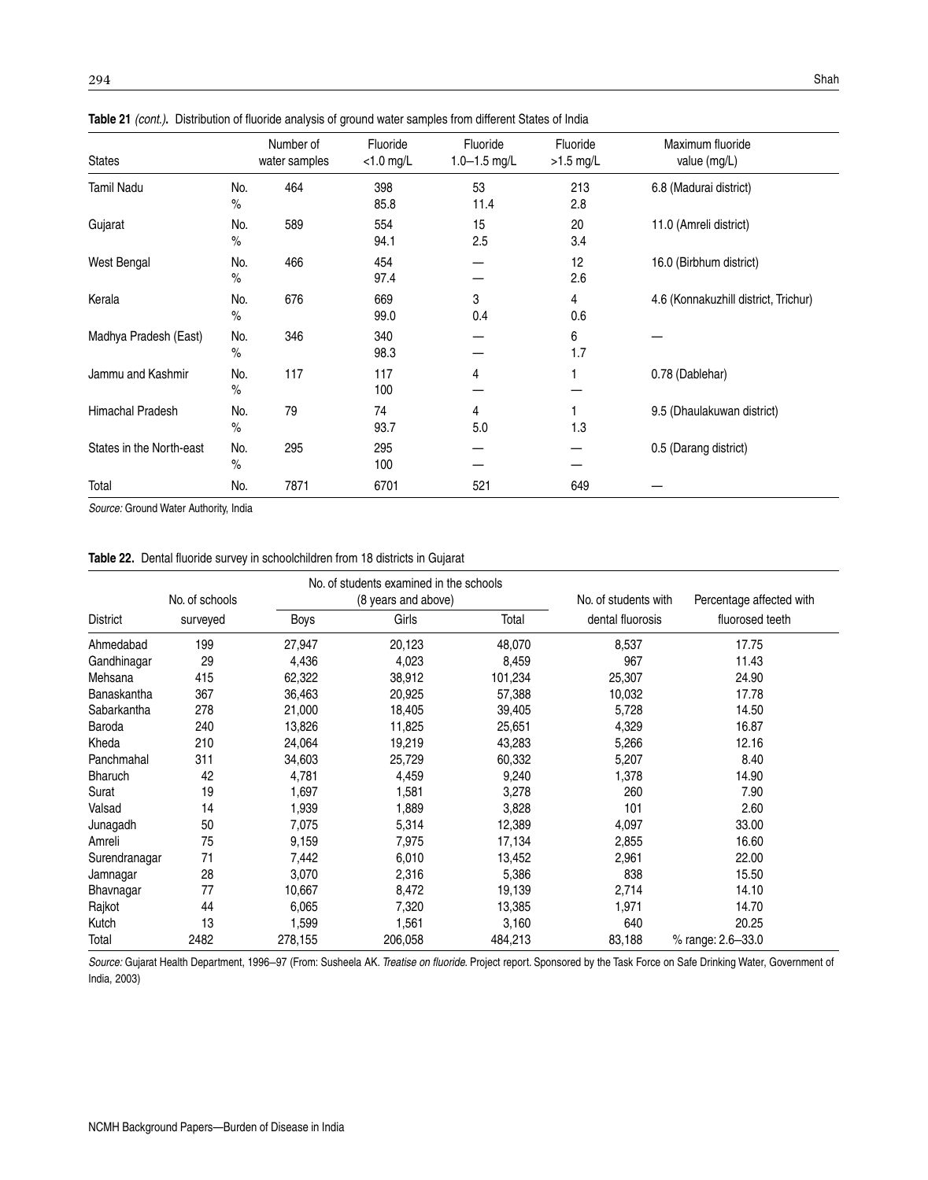**Table 21** *(cont.)***.** Distribution of fluoride analysis of ground water samples from different States of India

| States | | Number of water samples | Fluoride <1.0 mg/L | Fluoride 1.0–1.5 mg/L | Fluoride >1.5 mg/L | Maximum fluoride value (mg/L) |
|---|---|---|---|---|---|---|
| Tamil Nadu | No. | 464 | 398 | 53 | 213 | 6.8 (Madurai district) |
| | % | | 85.8 | 11.4 | 2.8 | |
| Gujarat | No. | 589 | 554 | 15 | 20 | 11.0 (Amreli district) |
| | % | | 94.1 | 2.5 | 3.4 | |
| West Bengal | No. | 466 | 454 | — | 12 | 16.0 (Birbhum district) |
| | % | | 97.4 | — | 2.6 | |
| Kerala | No. | 676 | 669 | 3 | 4 | 4.6 (Konnakuzhill district, Trichur) |
| | % | | 99.0 | 0.4 | 0.6 | |
| Madhya Pradesh (East) | No. | 346 | 340 | — | 6 | — |
| | % | | 98.3 | — | 1.7 | |
| Jammu and Kashmir | No. | 117 | 117 | 4 | 1 | 0.78 (Dablehar) |
| | % | | 100 | — | — | |
| Himachal Pradesh | No. | 79 | 74 | 4 | 1 | 9.5 (Dhaulakuwan district) |
| | % | | 93.7 | 5.0 | 1.3 | |
| States in the North-east | No. | 295 | 295 | — | — | 0.5 (Darang district) |
| | % | | 100 | — | — | |
| Total | No. | 7871 | 6701 | 521 | 649 | — |

*Source:* Ground Water Authority, India

**Table 22.** Dental fluoride survey in schoolchildren from 18 districts in Gujarat

| District | No. of schools surveyed | No. of students examined in the schools (8 years and above) | | | No. of students with dental fluorosis | Percentage affected with fluorosed teeth |
|---|---|---|---|---|---|---|
| | | Boys | Girls | Total | | |
| Ahmedabad | 199 | 27,947 | 20,123 | 48,070 | 8,537 | 17.75 |
| Gandhinagar | 29 | 4,436 | 4,023 | 8,459 | 967 | 11.43 |
| Mehsana | 415 | 62,322 | 38,912 | 101,234 | 25,307 | 24.90 |
| Banaskantha | 367 | 36,463 | 20,925 | 57,388 | 10,032 | 17.78 |
| Sabarkantha | 278 | 21,000 | 18,405 | 39,405 | 5,728 | 14.50 |
| Baroda | 240 | 13,826 | 11,825 | 25,651 | 4,329 | 16.87 |
| Kheda | 210 | 24,064 | 19,219 | 43,283 | 5,266 | 12.16 |
| Panchmahal | 311 | 34,603 | 25,729 | 60,332 | 5,207 | 8.40 |
| Bharuch | 42 | 4,781 | 4,459 | 9,240 | 1,378 | 14.90 |
| Surat | 19 | 1,697 | 1,581 | 3,278 | 260 | 7.90 |
| Valsad | 14 | 1,939 | 1,889 | 3,828 | 101 | 2.60 |
| Junagadh | 50 | 7,075 | 5,314 | 12,389 | 4,097 | 33.00 |
| Amreli | 75 | 9,159 | 7,975 | 17,134 | 2,855 | 16.60 |
| Surendranagar | 71 | 7,442 | 6,010 | 13,452 | 2,961 | 22.00 |
| Jamnagar | 28 | 3,070 | 2,316 | 5,386 | 838 | 15.50 |
| Bhavnagar | 77 | 10,667 | 8,472 | 19,139 | 2,714 | 14.10 |
| Rajkot | 44 | 6,065 | 7,320 | 13,385 | 1,971 | 14.70 |
| Kutch | 13 | 1,599 | 1,561 | 3,160 | 640 | 20.25 |
| Total | 2482 | 278,155 | 206,058 | 484,213 | 83,188 | % range: 2.6–33.0 |

*Source:* Gujarat Health Department, 1996–97 (From: Susheela AK. *Treatise on fluoride.* Project report. Sponsored by the Task Force on Safe Drinking Water, Government of India, 2003)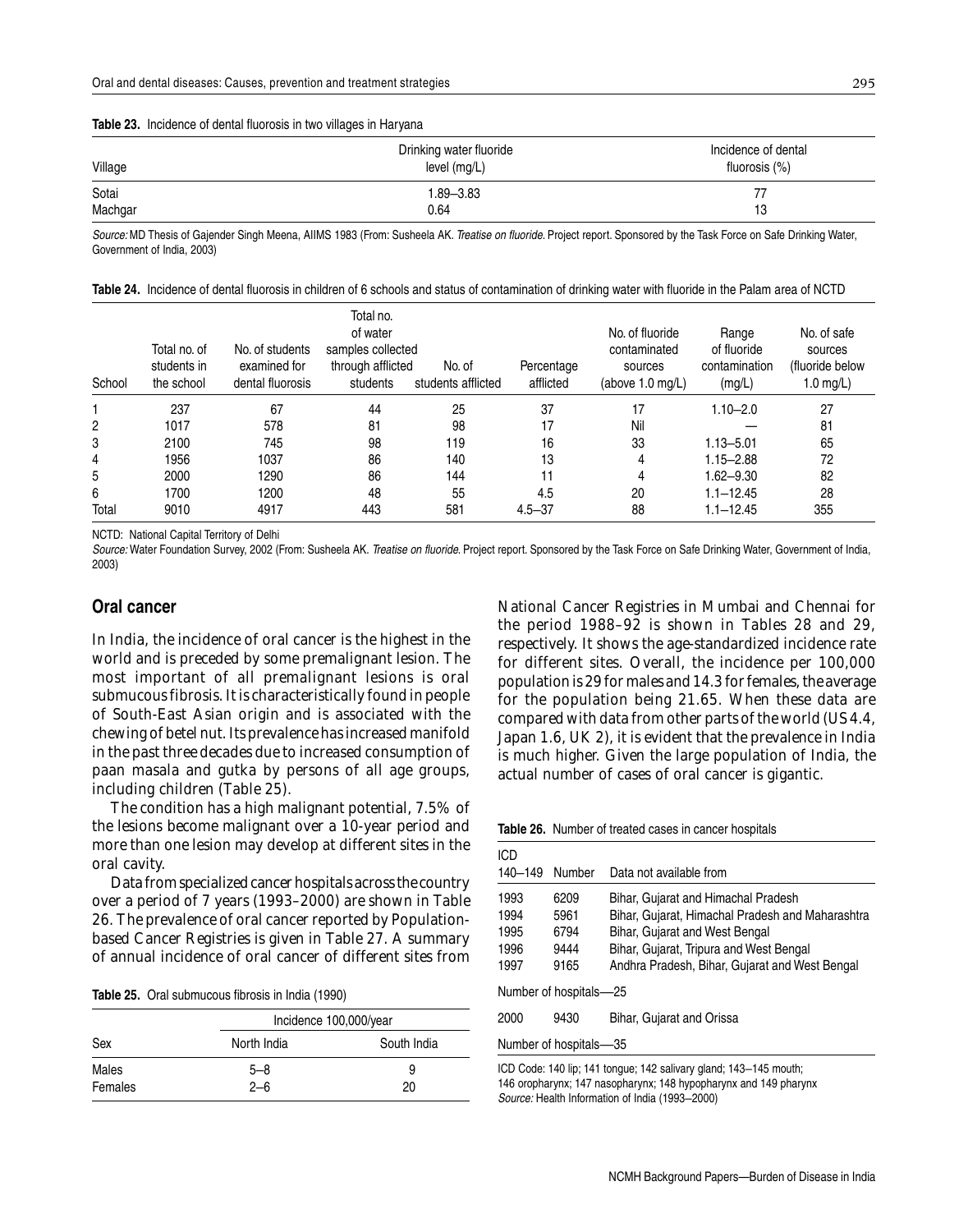**Table 23.** Incidence of dental fluorosis in two villages in Haryana

| Village | Drinking water fluoride level (mg/L) | Incidence of dental fluorosis (%) |
|---|---|---|
| Sotai | 1.89–3.83 | 77 |
| Machgar | 0.64 | 13 |

*Source:* MD Thesis of Gajender Singh Meena, AIIMS 1983 (From: Susheela AK. *Treatise on fluoride*. Project report. Sponsored by the Task Force on Safe Drinking Water, Government of India, 2003)

**Table 24.** Incidence of dental fluorosis in children of 6 schools and status of contamination of drinking water with fluoride in the Palam area of NCTD

| School | Total no. of students in the school | No. of students examined for dental fluorosis | Total no. of water samples collected through afflicted students | No. of students afflicted | Percentage afflicted | No. of fluoride contaminated sources (above 1.0 mg/L) | Range of fluoride contamination (mg/L) | No. of safe sources (fluoride below 1.0 mg/L) |
|---|---|---|---|---|---|---|---|---|
| 1 | 237 | 67 | 44 | 25 | 37 | 17 | 1.10–2.0 | 27 |
| 2 | 1017 | 578 | 81 | 98 | 17 | Nil | — | 81 |
| 3 | 2100 | 745 | 98 | 119 | 16 | 33 | 1.13–5.01 | 65 |
| 4 | 1956 | 1037 | 86 | 140 | 13 | 4 | 1.15–2.88 | 72 |
| 5 | 2000 | 1290 | 86 | 144 | 11 | 4 | 1.62–9.30 | 82 |
| 6 | 1700 | 1200 | 48 | 55 | 4.5 | 20 | 1.1–12.45 | 28 |
| Total | 9010 | 4917 | 443 | 581 | 4.5–37 | 88 | 1.1–12.45 | 355 |

NCTD: National Capital Territory of Delhi

*Source:* Water Foundation Survey, 2002 (From: Susheela AK. *Treatise on fluoride*. Project report. Sponsored by the Task Force on Safe Drinking Water, Government of India, 2003)

## Oral cancer

In India, the incidence of oral cancer is the highest in the world and is preceded by some premalignant lesion. The most important of all premalignant lesions is oral submucous fibrosis. It is characteristically found in people of South-East Asian origin and is associated with the chewing of betel nut. Its prevalence has increased manifold in the past three decades due to increased consumption of paan masala and gutka by persons of all age groups, including children (Table 25).

The condition has a high malignant potential, 7.5% of the lesions become malignant over a 10-year period and more than one lesion may develop at different sites in the oral cavity.

Data from specialized cancer hospitals across the country over a period of 7 years (1993–2000) are shown in Table 26. The prevalence of oral cancer reported by Population-based Cancer Registries is given in Table 27. A summary of annual incidence of oral cancer of different sites from National Cancer Registries in Mumbai and Chennai for the period 1988–92 is shown in Tables 28 and 29, respectively. It shows the age-standardized incidence rate for different sites. Overall, the incidence per 100,000 population is 29 for males and 14.3 for females, the average for the population being 21.65. When these data are compared with data from other parts of the world (US 4.4, Japan 1.6, UK 2), it is evident that the prevalence in India is much higher. Given the large population of India, the actual number of cases of oral cancer is gigantic.

**Table 25.** Oral submucous fibrosis in India (1990)

| Sex | Incidence 100,000/year | |
|---|---|---|
| | North India | South India |
| Males | 5–8 | 9 |
| Females | 2–6 | 20 |

**Table 26.** Number of treated cases in cancer hospitals

| ICD 140–149 | Number | Data not available from |
|---|---|---|
| 1993 | 6209 | Bihar, Gujarat and Himachal Pradesh |
| 1994 | 5961 | Bihar, Gujarat, Himachal Pradesh and Maharashtra |
| 1995 | 6794 | Bihar, Gujarat and West Bengal |
| 1996 | 9444 | Bihar, Gujarat, Tripura and West Bengal |
| 1997 | 9165 | Andhra Pradesh, Bihar, Gujarat and West Bengal |
| Number of hospitals—25 | | |
| 2000 | 9430 | Bihar, Gujarat and Orissa |
| Number of hospitals—35 | | |

ICD Code: 140 lip; 141 tongue; 142 salivary gland; 143–145 mouth; 146 oropharynx; 147 nasopharynx; 148 hypopharynx and 149 pharynx
*Source:* Health Information of India (1993–2000)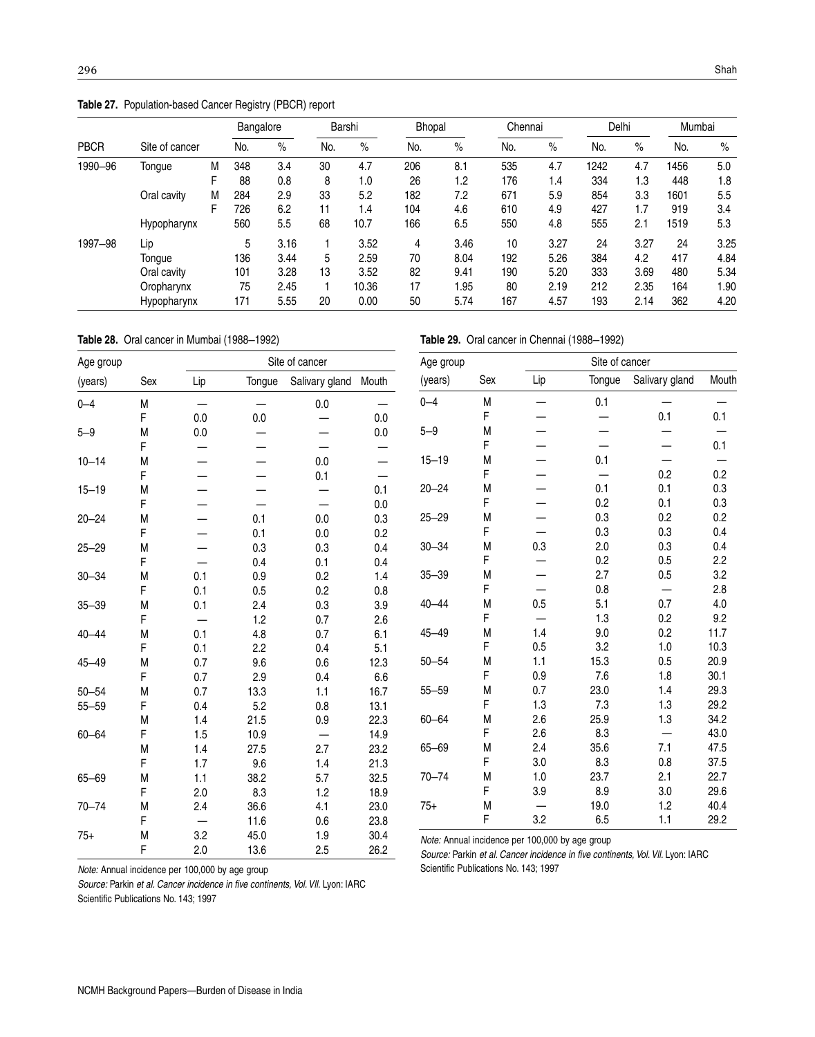**Table 27.** Population-based Cancer Registry (PBCR) report

| PBCR | Site of cancer | | Bangalore | | Barshi | | Bhopal | | Chennai | | Delhi | | Mumbai | |
|---|---|---|---|---|---|---|---|---|---|---|---|---|---|---|
| | | | No. | % | No. | % | No. | % | No. | % | No. | % | No. | % |
| 1990–96 | Tongue | M | 348 | 3.4 | 30 | 4.7 | 206 | 8.1 | 535 | 4.7 | 1242 | 4.7 | 1456 | 5.0 |
| | | F | 88 | 0.8 | 8 | 1.0 | 26 | 1.2 | 176 | 1.4 | 334 | 1.3 | 448 | 1.8 |
| | Oral cavity | M | 284 | 2.9 | 33 | 5.2 | 182 | 7.2 | 671 | 5.9 | 854 | 3.3 | 1601 | 5.5 |
| | | F | 726 | 6.2 | 11 | 1.4 | 104 | 4.6 | 610 | 4.9 | 427 | 1.7 | 919 | 3.4 |
| | Hypopharynx | | 560 | 5.5 | 68 | 10.7 | 166 | 6.5 | 550 | 4.8 | 555 | 2.1 | 1519 | 5.3 |
| 1997–98 | Lip | | 5 | 3.16 | 1 | 3.52 | 4 | 3.46 | 10 | 3.27 | 24 | 3.27 | 24 | 3.25 |
| | Tongue | | 136 | 3.44 | 5 | 2.59 | 70 | 8.04 | 192 | 5.26 | 384 | 4.2 | 417 | 4.84 |
| | Oral cavity | | 101 | 3.28 | 13 | 3.52 | 82 | 9.41 | 190 | 5.20 | 333 | 3.69 | 480 | 5.34 |
| | Oropharynx | | 75 | 2.45 | 1 | 10.36 | 17 | 1.95 | 80 | 2.19 | 212 | 2.35 | 164 | 1.90 |
| | Hypopharynx | | 171 | 5.55 | 20 | 0.00 | 50 | 5.74 | 167 | 4.57 | 193 | 2.14 | 362 | 4.20 |

**Table 28.** Oral cancer in Mumbai (1988–1992)

| Age group (years) | Sex | Lip | Tongue | Salivary gland | Mouth |
|---|---|---|---|---|---|
| 0–4 | M | — | — | 0.0 | — |
| | F | 0.0 | 0.0 | — | 0.0 |
| 5–9 | M | 0.0 | — | — | 0.0 |
| | F | — | — | — | — |
| 10–14 | M | — | — | 0.0 | — |
| | F | — | — | 0.1 | — |
| 15–19 | M | — | — | — | 0.1 |
| | F | — | — | — | 0.0 |
| 20–24 | M | — | 0.1 | 0.0 | 0.3 |
| | F | — | 0.1 | 0.0 | 0.2 |
| 25–29 | M | — | 0.3 | 0.3 | 0.4 |
| | F | — | 0.4 | 0.1 | 0.4 |
| 30–34 | M | 0.1 | 0.9 | 0.2 | 1.4 |
| | F | 0.1 | 0.5 | 0.2 | 0.8 |
| 35–39 | M | 0.1 | 2.4 | 0.3 | 3.9 |
| | F | — | 1.2 | 0.7 | 2.6 |
| 40–44 | M | 0.1 | 4.8 | 0.7 | 6.1 |
| | F | 0.1 | 2.2 | 0.4 | 5.1 |
| 45–49 | M | 0.7 | 9.6 | 0.6 | 12.3 |
| | F | 0.7 | 2.9 | 0.4 | 6.6 |
| 50–54 | M | 0.7 | 13.3 | 1.1 | 16.7 |
| 55–59 | F | 0.4 | 5.2 | 0.8 | 13.1 |
| | M | 1.4 | 21.5 | 0.9 | 22.3 |
| 60–64 | F | 1.5 | 10.9 | — | 14.9 |
| | M | 1.4 | 27.5 | 2.7 | 23.2 |
| | F | 1.7 | 9.6 | 1.4 | 21.3 |
| 65–69 | M | 1.1 | 38.2 | 5.7 | 32.5 |
| | F | 2.0 | 8.3 | 1.2 | 18.9 |
| 70–74 | M | 2.4 | 36.6 | 4.1 | 23.0 |
| | F | — | 11.6 | 0.6 | 23.8 |
| 75+ | M | 3.2 | 45.0 | 1.9 | 30.4 |
| | F | 2.0 | 13.6 | 2.5 | 26.2 |

*Note:* Annual incidence per 100,000 by age group

*Source:* Parkin *et al. Cancer incidence in five continents, Vol. VII.* Lyon: IARC Scientific Publications No. 143; 1997

**Table 29.** Oral cancer in Chennai (1988–1992)

| Age group (years) | Sex | Lip | Tongue | Salivary gland | Mouth |
|---|---|---|---|---|---|
| 0–4 | M | — | 0.1 | — | — |
| | F | — | — | 0.1 | 0.1 |
| 5–9 | M | — | — | — | — |
| | F | — | — | — | 0.1 |
| 15–19 | M | — | 0.1 | — | — |
| | F | — | — | 0.2 | 0.2 |
| 20–24 | M | — | 0.1 | 0.1 | 0.3 |
| | F | — | 0.2 | 0.1 | 0.3 |
| 25–29 | M | — | 0.3 | 0.2 | 0.2 |
| | F | — | 0.3 | 0.3 | 0.4 |
| 30–34 | M | 0.3 | 2.0 | 0.3 | 0.4 |
| | F | — | 0.2 | 0.5 | 2.2 |
| 35–39 | M | — | 2.7 | 0.5 | 3.2 |
| | F | — | 0.8 | — | 2.8 |
| 40–44 | M | 0.5 | 5.1 | 0.7 | 4.0 |
| | F | — | 1.3 | 0.2 | 9.2 |
| 45–49 | M | 1.4 | 9.0 | 0.2 | 11.7 |
| | F | 0.5 | 3.2 | 1.0 | 10.3 |
| 50–54 | M | 1.1 | 15.3 | 0.5 | 20.9 |
| | F | 0.9 | 7.6 | 1.8 | 30.1 |
| 55–59 | M | 0.7 | 23.0 | 1.4 | 29.3 |
| | F | 1.3 | 7.3 | 1.3 | 29.2 |
| 60–64 | M | 2.6 | 25.9 | 1.3 | 34.2 |
| | F | 2.6 | 8.3 | — | 43.0 |
| 65–69 | M | 2.4 | 35.6 | 7.1 | 47.5 |
| | F | 3.0 | 8.3 | 0.8 | 37.5 |
| 70–74 | M | 1.0 | 23.7 | 2.1 | 22.7 |
| | F | 3.9 | 8.9 | 3.0 | 29.6 |
| 75+ | M | — | 19.0 | 1.2 | 40.4 |
| | F | 3.2 | 6.5 | 1.1 | 29.2 |

*Note:* Annual incidence per 100,000 by age group

*Source:* Parkin *et al. Cancer incidence in five continents, Vol. VII.* Lyon: IARC Scientific Publications No. 143; 1997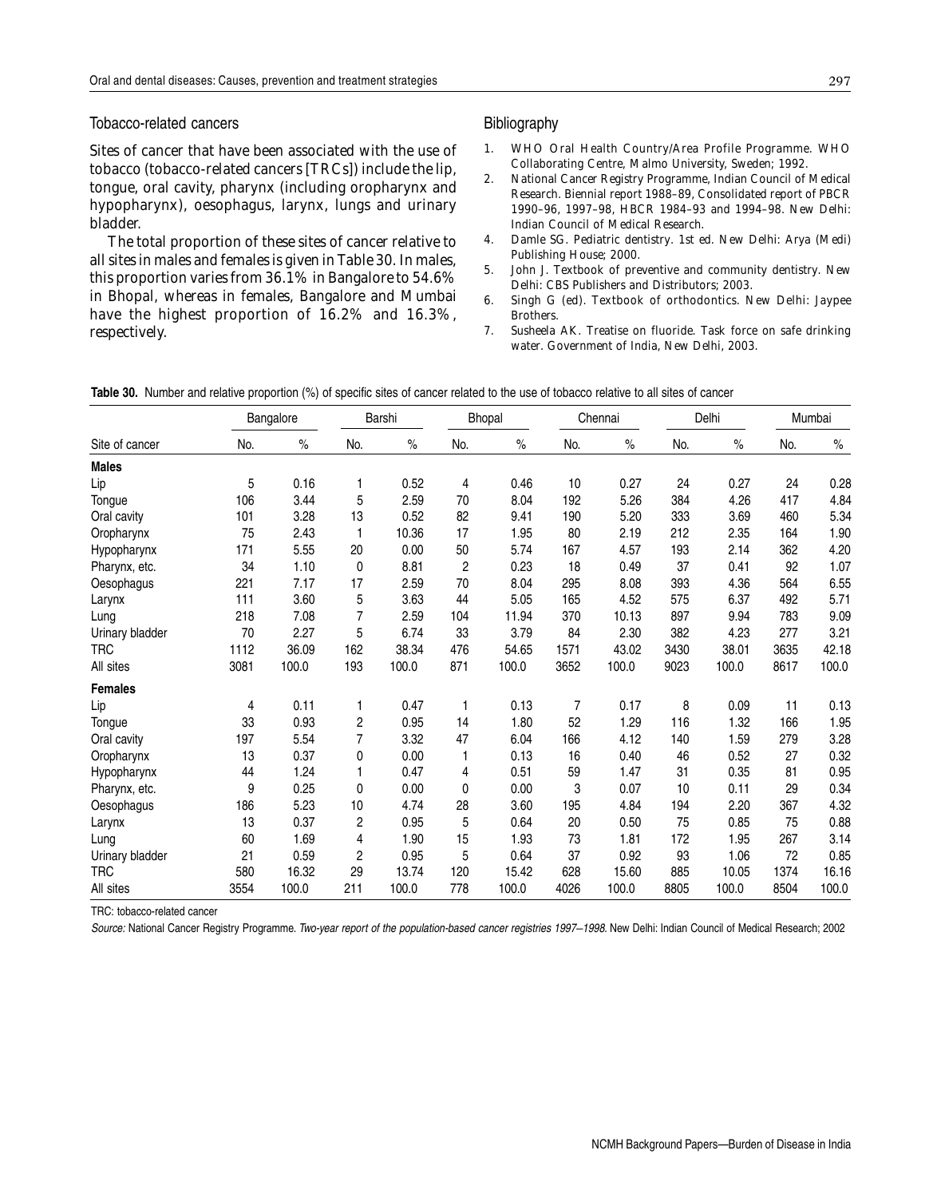## Tobacco-related cancers

Sites of cancer that have been associated with the use of tobacco (tobacco-related cancers [TRCs]) include the lip, tongue, oral cavity, pharynx (including oropharynx and hypopharynx), oesophagus, larynx, lungs and urinary bladder.

The total proportion of these sites of cancer relative to all sites in males and females is given in Table 30. In males, this proportion varies from 36.1% in Bangalore to 54.6% in Bhopal, whereas in females, Bangalore and Mumbai have the highest proportion of 16.2% and 16.3%, respectively.

## Bibliography

1. WHO Oral Health Country/Area Profile Programme. WHO Collaborating Centre, Malmo University, Sweden; 1992.
2. National Cancer Registry Programme, Indian Council of Medical Research. Biennial report 1988–89, Consolidated report of PBCR 1990–96, 1997–98, HBCR 1984–93 and 1994–98. New Delhi: Indian Council of Medical Research.
4. Damle SG. Pediatric dentistry. 1st ed. New Delhi: Arya (Medi) Publishing House; 2000.
5. John J. Textbook of preventive and community dentistry. New Delhi: CBS Publishers and Distributors; 2003.
6. Singh G (ed). Textbook of orthodontics. New Delhi: Jaypee Brothers.
7. Susheela AK. Treatise on fluoride. Task force on safe drinking water. Government of India, New Delhi, 2003.

**Table 30.** Number and relative proportion (%) of specific sites of cancer related to the use of tobacco relative to all sites of cancer

| | Bangalore | | Barshi | | Bhopal | | Chennai | | Delhi | | Mumbai | |
|---|---|---|---|---|---|---|---|---|---|---|---|---|
| Site of cancer | No. | % | No. | % | No. | % | No. | % | No. | % | No. | % |
| **Males** | | | | | | | | | | | | |
| Lip | 5 | 0.16 | 1 | 0.52 | 4 | 0.46 | 10 | 0.27 | 24 | 0.27 | 24 | 0.28 |
| Tongue | 106 | 3.44 | 5 | 2.59 | 70 | 8.04 | 192 | 5.26 | 384 | 4.26 | 417 | 4.84 |
| Oral cavity | 101 | 3.28 | 13 | 0.52 | 82 | 9.41 | 190 | 5.20 | 333 | 3.69 | 460 | 5.34 |
| Oropharynx | 75 | 2.43 | 1 | 10.36 | 17 | 1.95 | 80 | 2.19 | 212 | 2.35 | 164 | 1.90 |
| Hypopharynx | 171 | 5.55 | 20 | 0.00 | 50 | 5.74 | 167 | 4.57 | 193 | 2.14 | 362 | 4.20 |
| Pharynx, etc. | 34 | 1.10 | 0 | 8.81 | 2 | 0.23 | 18 | 0.49 | 37 | 0.41 | 92 | 1.07 |
| Oesophagus | 221 | 7.17 | 17 | 2.59 | 70 | 8.04 | 295 | 8.08 | 393 | 4.36 | 564 | 6.55 |
| Larynx | 111 | 3.60 | 5 | 3.63 | 44 | 5.05 | 165 | 4.52 | 575 | 6.37 | 492 | 5.71 |
| Lung | 218 | 7.08 | 7 | 2.59 | 104 | 11.94 | 370 | 10.13 | 897 | 9.94 | 783 | 9.09 |
| Urinary bladder | 70 | 2.27 | 5 | 6.74 | 33 | 3.79 | 84 | 2.30 | 382 | 4.23 | 277 | 3.21 |
| TRC | 1112 | 36.09 | 162 | 38.34 | 476 | 54.65 | 1571 | 43.02 | 3430 | 38.01 | 3635 | 42.18 |
| All sites | 3081 | 100.0 | 193 | 100.0 | 871 | 100.0 | 3652 | 100.0 | 9023 | 100.0 | 8617 | 100.0 |
| **Females** | | | | | | | | | | | | |
| Lip | 4 | 0.11 | 1 | 0.47 | 1 | 0.13 | 7 | 0.17 | 8 | 0.09 | 11 | 0.13 |
| Tongue | 33 | 0.93 | 2 | 0.95 | 14 | 1.80 | 52 | 1.29 | 116 | 1.32 | 166 | 1.95 |
| Oral cavity | 197 | 5.54 | 7 | 3.32 | 47 | 6.04 | 166 | 4.12 | 140 | 1.59 | 279 | 3.28 |
| Oropharynx | 13 | 0.37 | 0 | 0.00 | 1 | 0.13 | 16 | 0.40 | 46 | 0.52 | 27 | 0.32 |
| Hypopharynx | 44 | 1.24 | 1 | 0.47 | 4 | 0.51 | 59 | 1.47 | 31 | 0.35 | 81 | 0.95 |
| Pharynx, etc. | 9 | 0.25 | 0 | 0.00 | 0 | 0.00 | 3 | 0.07 | 10 | 0.11 | 29 | 0.34 |
| Oesophagus | 186 | 5.23 | 10 | 4.74 | 28 | 3.60 | 195 | 4.84 | 194 | 2.20 | 367 | 4.32 |
| Larynx | 13 | 0.37 | 2 | 0.95 | 5 | 0.64 | 20 | 0.50 | 75 | 0.85 | 75 | 0.88 |
| Lung | 60 | 1.69 | 4 | 1.90 | 15 | 1.93 | 73 | 1.81 | 172 | 1.95 | 267 | 3.14 |
| Urinary bladder | 21 | 0.59 | 2 | 0.95 | 5 | 0.64 | 37 | 0.92 | 93 | 1.06 | 72 | 0.85 |
| TRC | 580 | 16.32 | 29 | 13.74 | 120 | 15.42 | 628 | 15.60 | 885 | 10.05 | 1374 | 16.16 |
| All sites | 3554 | 100.0 | 211 | 100.0 | 778 | 100.0 | 4026 | 100.0 | 8805 | 100.0 | 8504 | 100.0 |

TRC: tobacco-related cancer

*Source:* National Cancer Registry Programme. *Two-year report of the population-based cancer registries 1997–1998.* New Delhi: Indian Council of Medical Research; 2002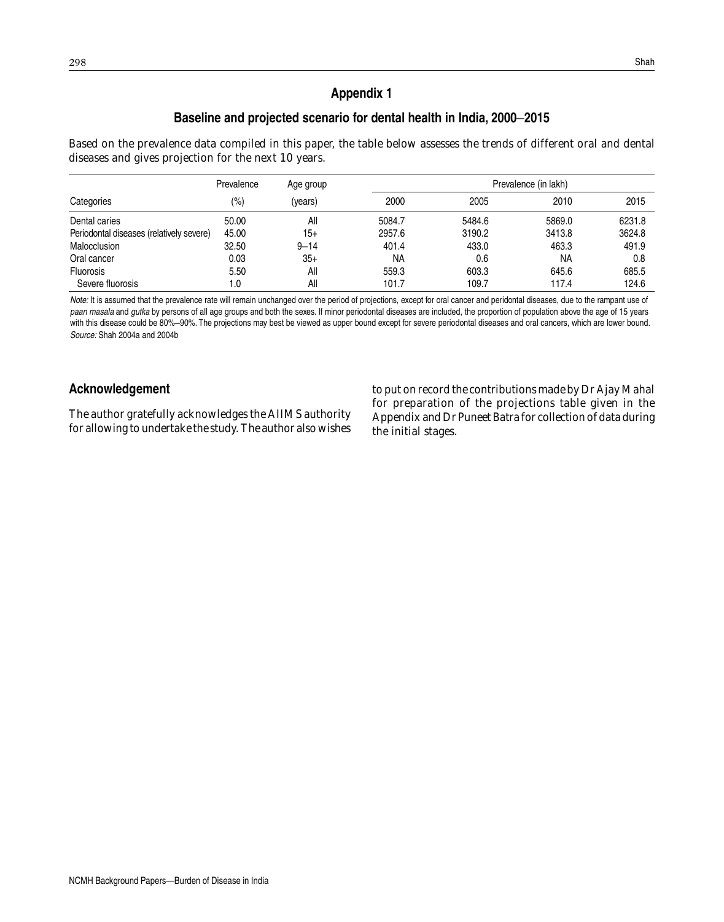## Appendix 1

### Baseline and projected scenario for dental health in India, 2000–2015

Based on the prevalence data compiled in this paper, the table below assesses the trends of different oral and dental diseases and gives projection for the next 10 years.

| Categories | Prevalence (%) | Age group (years) | Prevalence (in lakh) | | | |
|---|---|---|---|---|---|---|
| | | | 2000 | 2005 | 2010 | 2015 |
| Dental caries | 50.00 | All | 5084.7 | 5484.6 | 5869.0 | 6231.8 |
| Periodontal diseases (relatively severe) | 45.00 | 15+ | 2957.6 | 3190.2 | 3413.8 | 3624.8 |
| Malocclusion | 32.50 | 9–14 | 401.4 | 433.0 | 463.3 | 491.9 |
| Oral cancer | 0.03 | 35+ | NA | 0.6 | NA | 0.8 |
| Fluorosis | 5.50 | All | 559.3 | 603.3 | 645.6 | 685.5 |
| Severe fluorosis | 1.0 | All | 101.7 | 109.7 | 117.4 | 124.6 |

*Note:* It is assumed that the prevalence rate will remain unchanged over the period of projections, except for oral cancer and peridontal diseases, due to the rampant use of *paan masala* and *gutka* by persons of all age groups and both the sexes. If minor periodontal diseases are included, the proportion of population above the age of 15 years with this disease could be 80%–90%. The projections may best be viewed as upper bound except for severe periodontal diseases and oral cancers, which are lower bound.
*Source:* Shah 2004a and 2004b

## Acknowledgement

The author gratefully acknowledges the AIIMS authority for allowing to undertake the study. The author also wishes to put on record the contributions made by Dr Ajay Mahal for preparation of the projections table given in the Appendix and Dr Puneet Batra for collection of data during the initial stages.